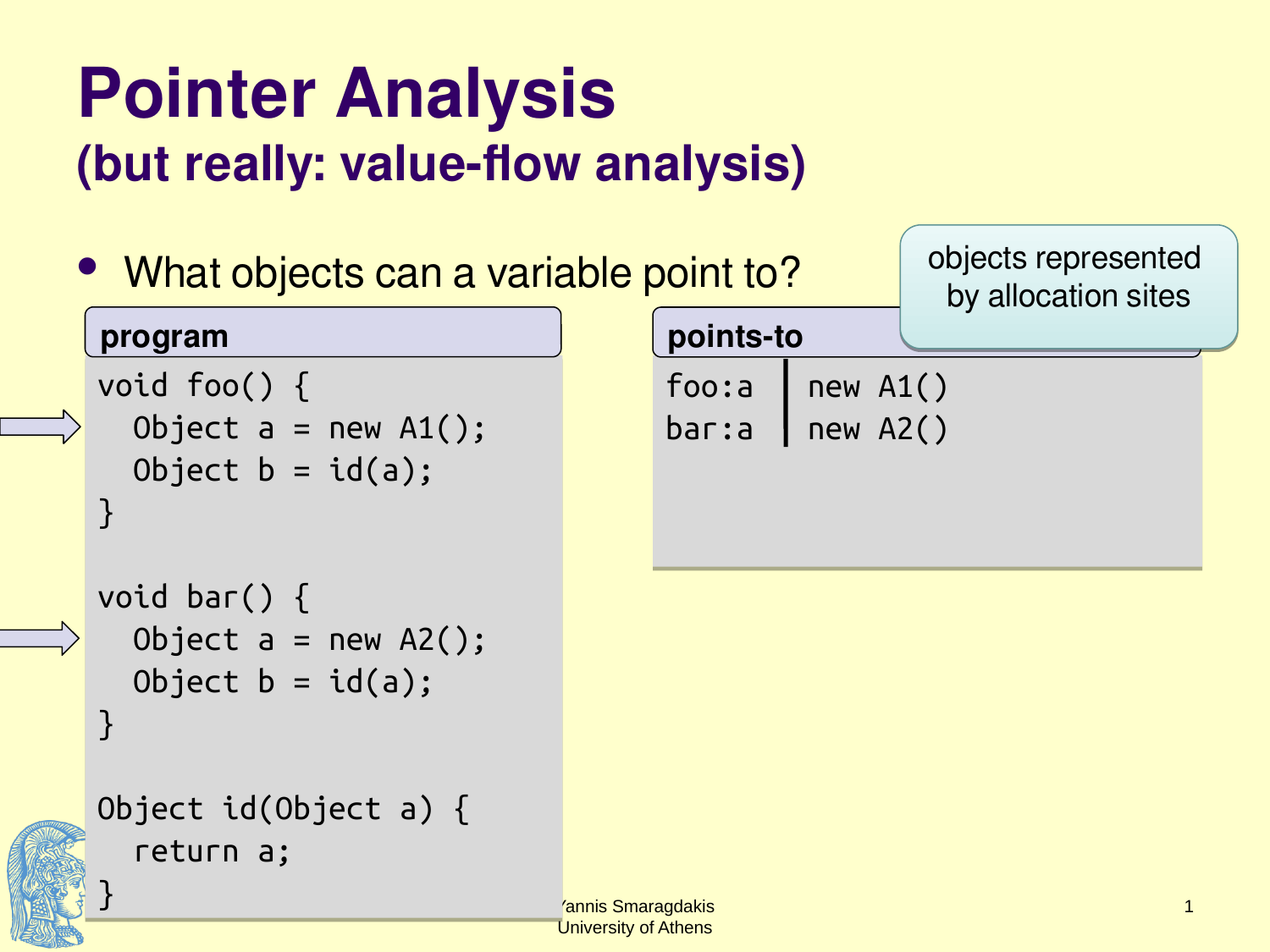# Pointer Analysis
## (but really: value-flow analysis)

- What objects can a variable point to?

**program**

```
void foo() {
  Object a = new A1();
  Object b = id(a);
}

void bar() {
  Object a = new A2();
  Object b = id(a);
}

Object id(Object a) {
  return a;
}
```

**points-to**

| | |
|---|---|
| foo:a | new A1() |
| bar:a | new A2() |

objects represented by allocation sites

Yannis Smaragdakis
University of Athens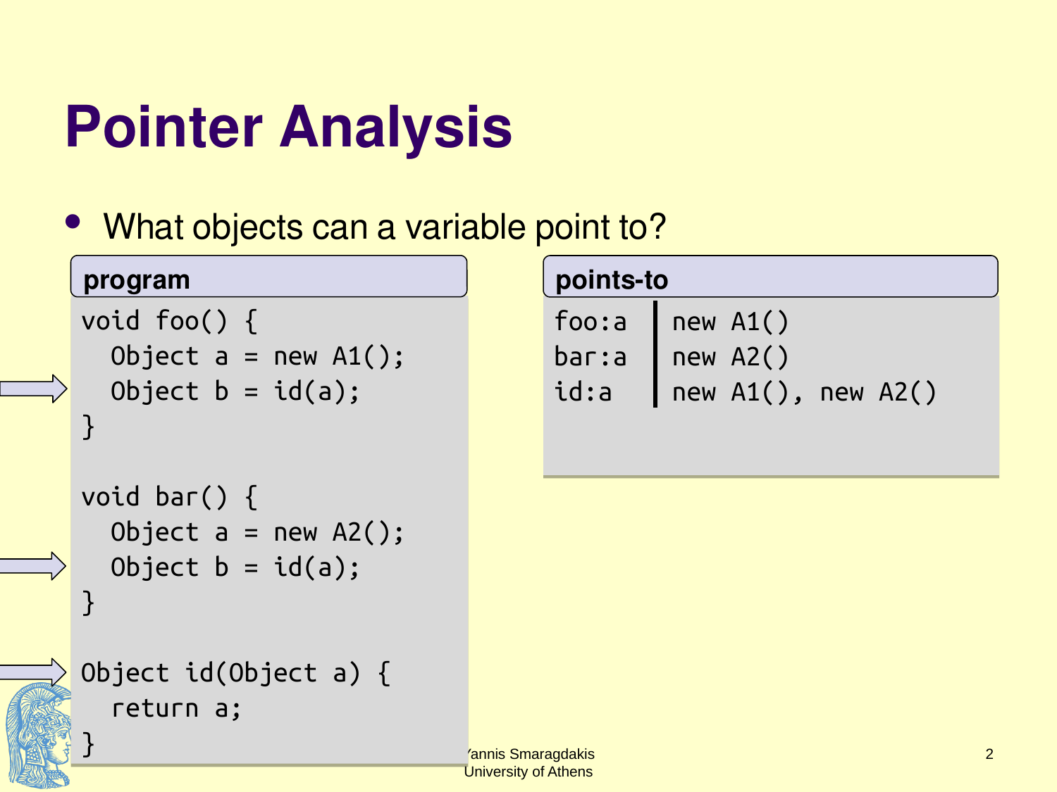# Pointer Analysis

- What objects can a variable point to?

**program**

```
void foo() {
  Object a = new A1();
  Object b = id(a);
}

void bar() {
  Object a = new A2();
  Object b = id(a);
}

Object id(Object a) {
  return a;
}
```

**points-to**

| | |
|---|---|
| foo:a | new A1() |
| bar:a | new A2() |
| id:a | new A1(), new A2() |

Yannis Smaragdakis
University of Athens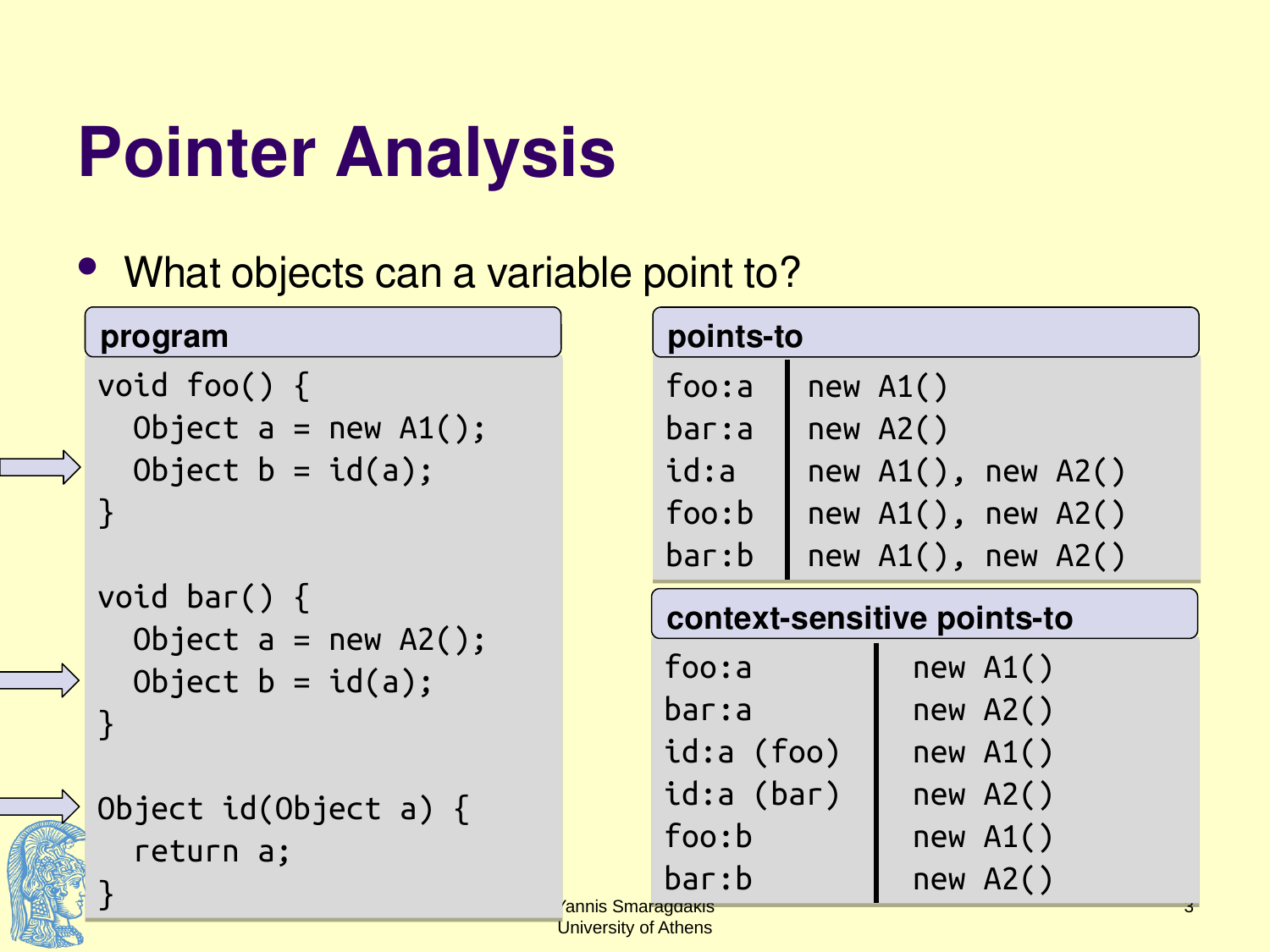# Pointer Analysis

- What objects can a variable point to?

**program**

```
void foo() {
  Object a = new A1();
  Object b = id(a);
}

void bar() {
  Object a = new A2();
  Object b = id(a);
}

Object id(Object a) {
  return a;
}
```

**points-to**

| | |
|---|---|
| foo:a | new A1() |
| bar:a | new A2() |
| id:a | new A1(), new A2() |
| foo:b | new A1(), new A2() |
| bar:b | new A1(), new A2() |

**context-sensitive points-to**

| | |
|---|---|
| foo:a | new A1() |
| bar:a | new A2() |
| id:a (foo) | new A1() |
| id:a (bar) | new A2() |
| foo:b | new A1() |
| bar:b | new A2() |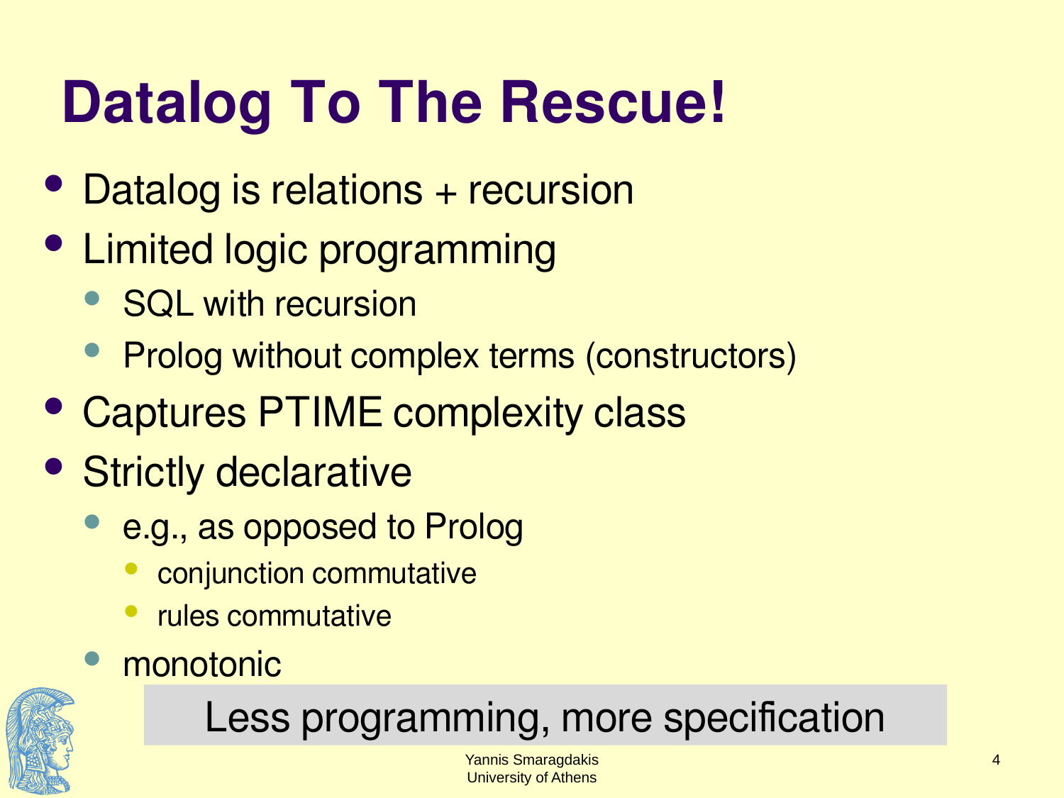# Datalog To The Rescue!

- Datalog is relations + recursion
- Limited logic programming
  - SQL with recursion
  - Prolog without complex terms (constructors)
- Captures PTIME complexity class
- Strictly declarative
  - e.g., as opposed to Prolog
    - conjunction commutative
    - rules commutative
  - monotonic

Less programming, more specification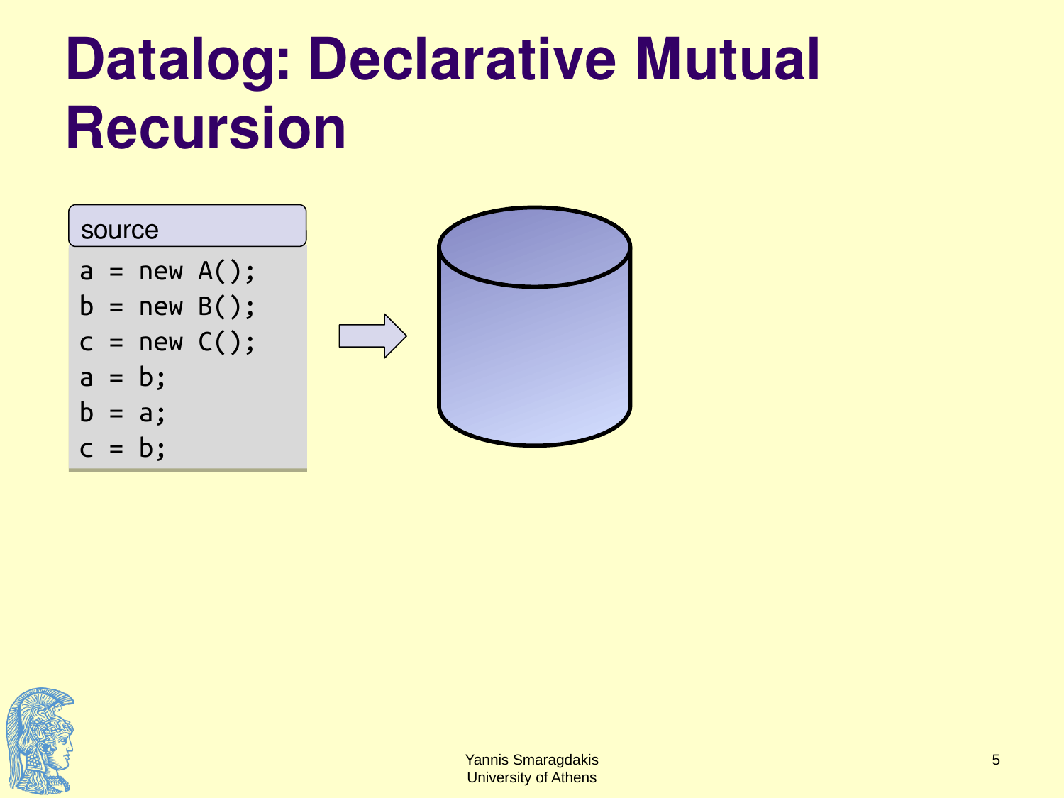# Datalog: Declarative Mutual Recursion

source

```
a = new A();
b = new B();
c = new C();
a = b;
b = a;
c = b;
```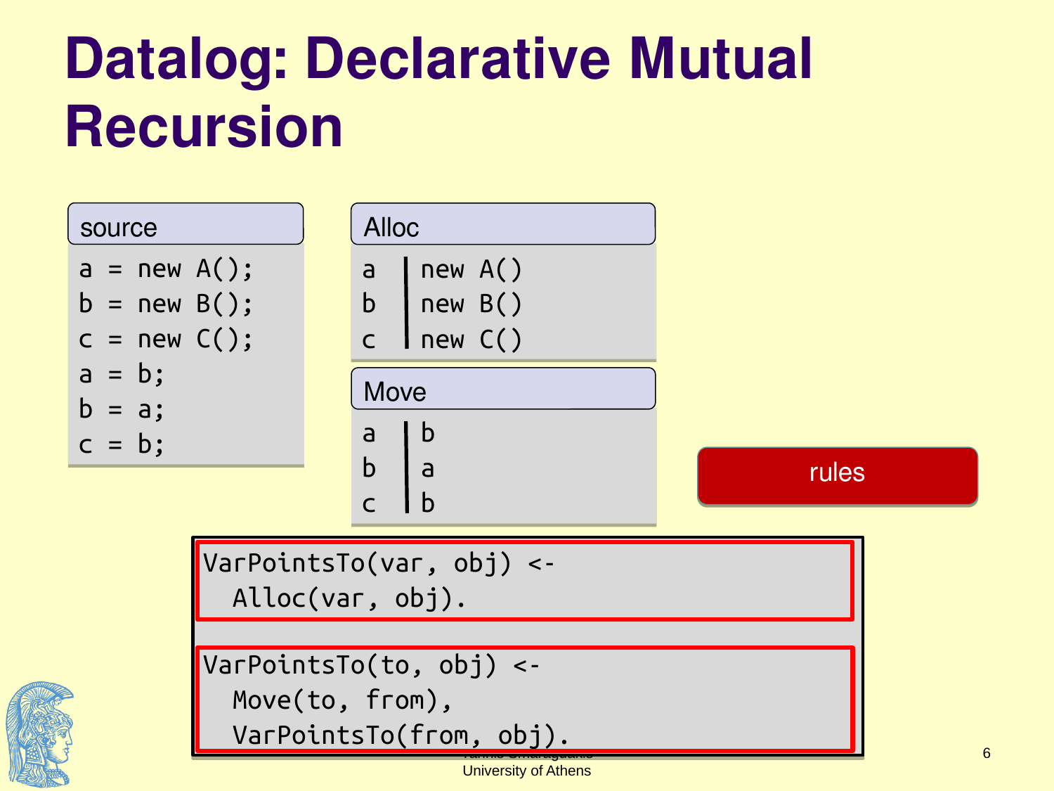# Datalog: Declarative Mutual Recursion

**source**

```
a = new A();
b = new B();
c = new C();
a = b;
b = a;
c = b;
```

**Alloc**

| | |
|---|---|
| a | new A() |
| b | new B() |
| c | new C() |

**Move**

| | |
|---|---|
| a | b |
| b | a |
| c | b |

rules

```
VarPointsTo(var, obj) <-
  Alloc(var, obj).

VarPointsTo(to, obj) <-
  Move(to, from),
  VarPointsTo(from, obj).
```

University of Athens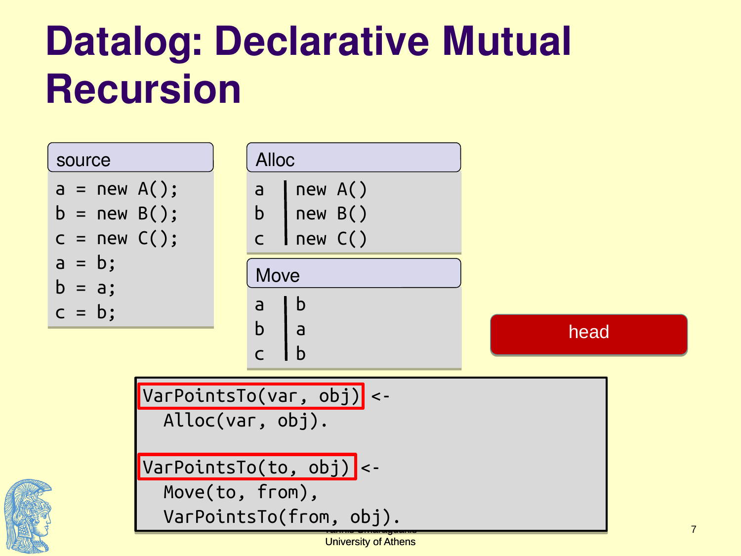# Datalog: Declarative Mutual Recursion

**source**

```
a = new A();
b = new B();
c = new C();
a = b;
b = a;
c = b;
```

**Alloc**

| | |
|---|---|
| a | new A() |
| b | new B() |
| c | new C() |

**Move**

| | |
|---|---|
| a | b |
| b | a |
| c | b |

head

```
VarPointsTo(var, obj) <-
  Alloc(var, obj).

VarPointsTo(to, obj) <-
  Move(to, from),
  VarPointsTo(from, obj).
```

University of Athens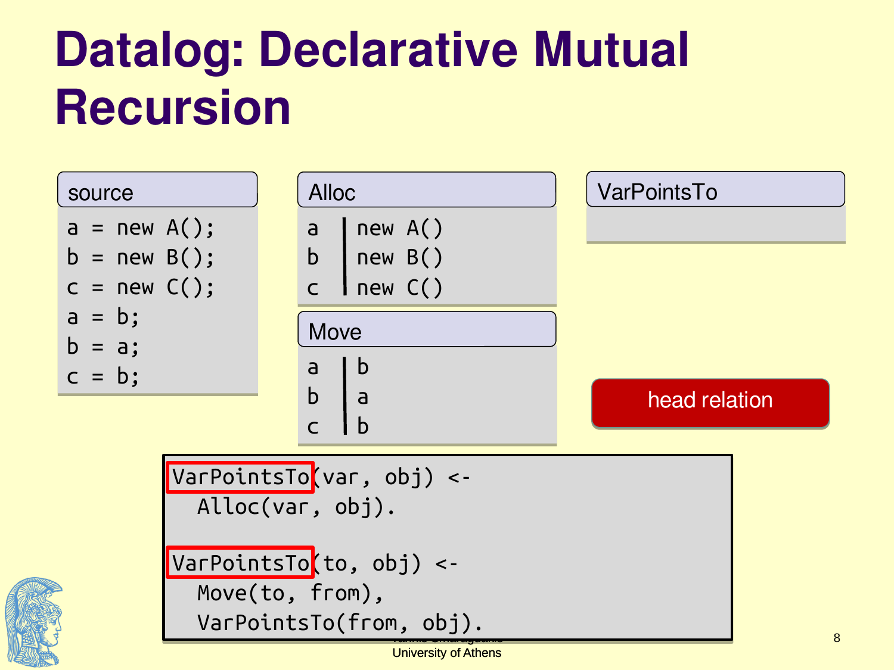# Datalog: Declarative Mutual Recursion

**source**

```
a = new A();
b = new B();
c = new C();
a = b;
b = a;
c = b;
```

**Alloc**

| | |
|---|---|
| a | new A() |
| b | new B() |
| c | new C() |

**Move**

| | |
|---|---|
| a | b |
| b | a |
| c | b |

**VarPointsTo**

head relation

```
VarPointsTo(var, obj) <-
  Alloc(var, obj).

VarPointsTo(to, obj) <-
  Move(to, from),
  VarPointsTo(from, obj).
```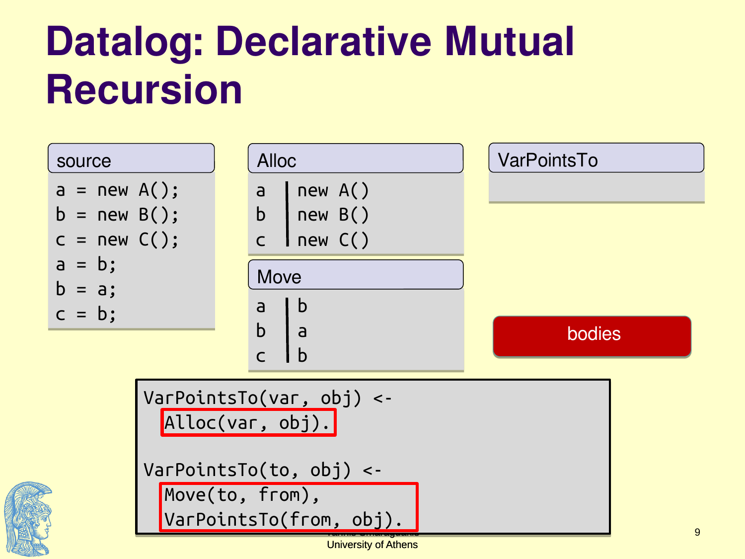# Datalog: Declarative Mutual Recursion

**source**

```
a = new A();
b = new B();
c = new C();
a = b;
b = a;
c = b;
```

**Alloc**

| | |
|---|---|
| a | new A() |
| b | new B() |
| c | new C() |

**Move**

| | |
|---|---|
| a | b |
| b | a |
| c | b |

**VarPointsTo**

bodies

```
VarPointsTo(var, obj) <-
  Alloc(var, obj).

VarPointsTo(to, obj) <-
  Move(to, from),
  VarPointsTo(from, obj).
```

University of Athens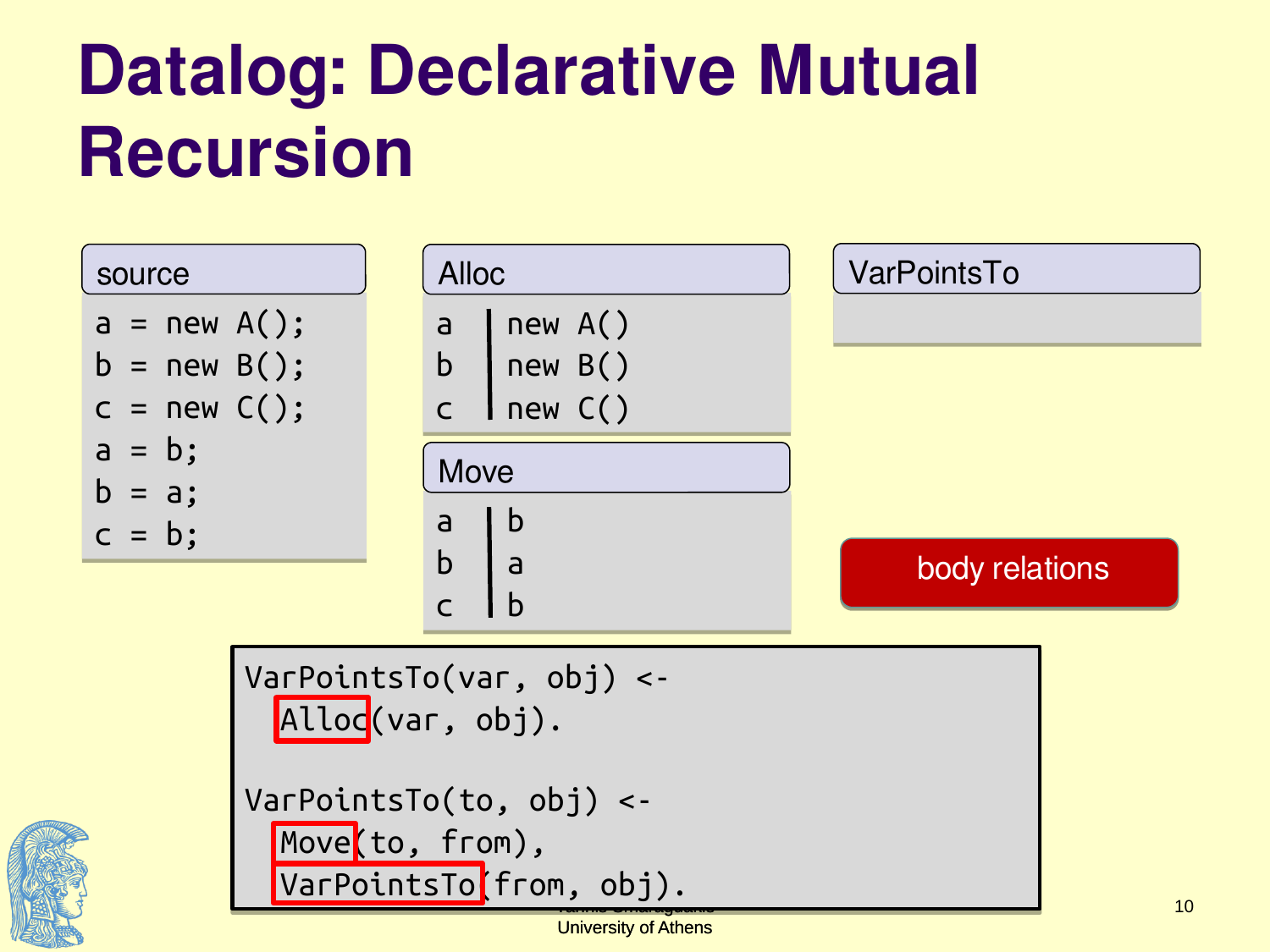# Datalog: Declarative Mutual Recursion

**source**

```
a = new A();
b = new B();
c = new C();
a = b;
b = a;
c = b;
```

**Alloc**

| | |
|---|---|
| a | new A() |
| b | new B() |
| c | new C() |

**Move**

| | |
|---|---|
| a | b |
| b | a |
| c | b |

**VarPointsTo**

body relations

```
VarPointsTo(var, obj) <-
  Alloc(var, obj).

VarPointsTo(to, obj) <-
  Move(to, from),
  VarPointsTo(from, obj).
```

University of Athens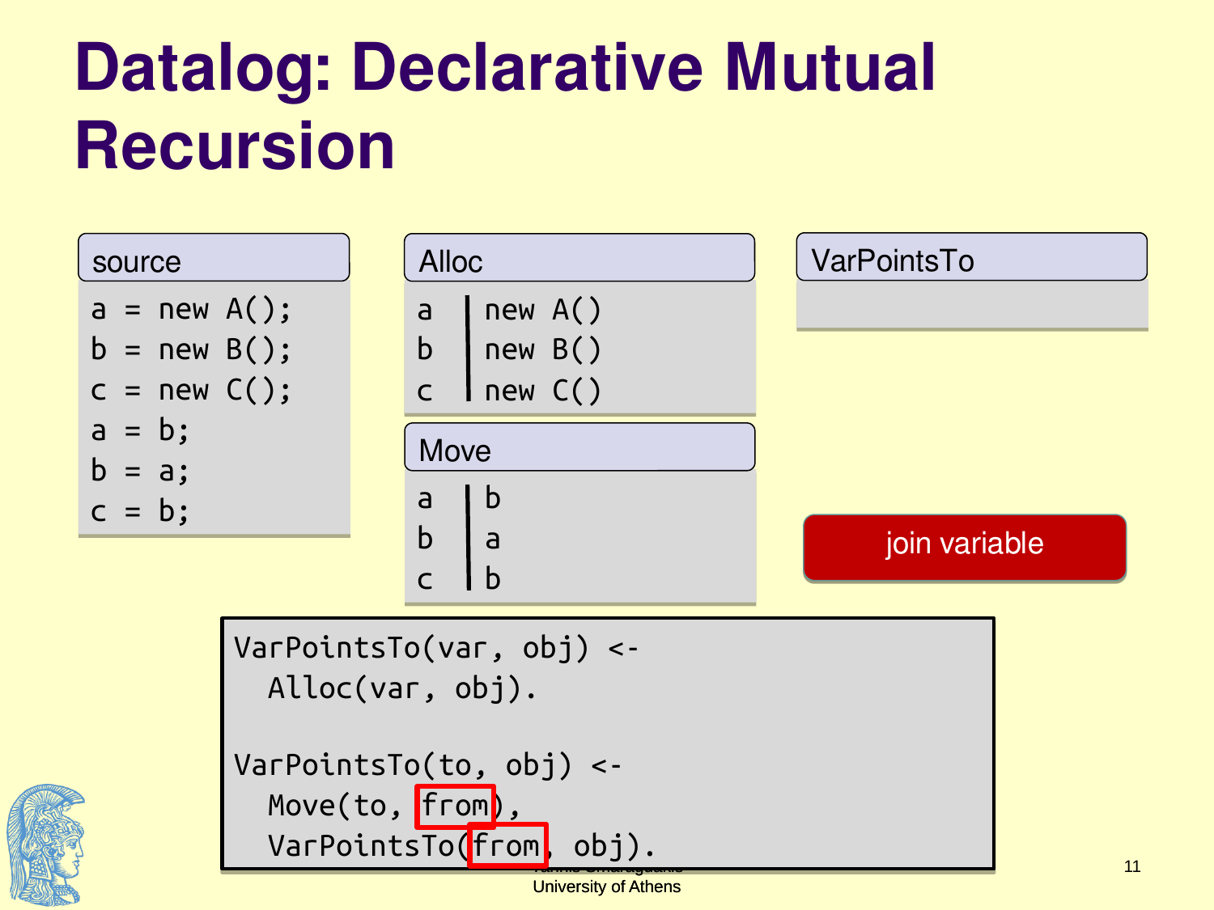# Datalog: Declarative Mutual Recursion

**source**

```
a = new A();
b = new B();
c = new C();
a = b;
b = a;
c = b;
```

**Alloc**

| | |
|---|---|
| a | new A() |
| b | new B() |
| c | new C() |

**Move**

| | |
|---|---|
| a | b |
| b | a |
| c | b |

**VarPointsTo**

join variable

```
VarPointsTo(var, obj) <-
  Alloc(var, obj).

VarPointsTo(to, obj) <-
  Move(to, from),
  VarPointsTo(from, obj).
```

University of Athens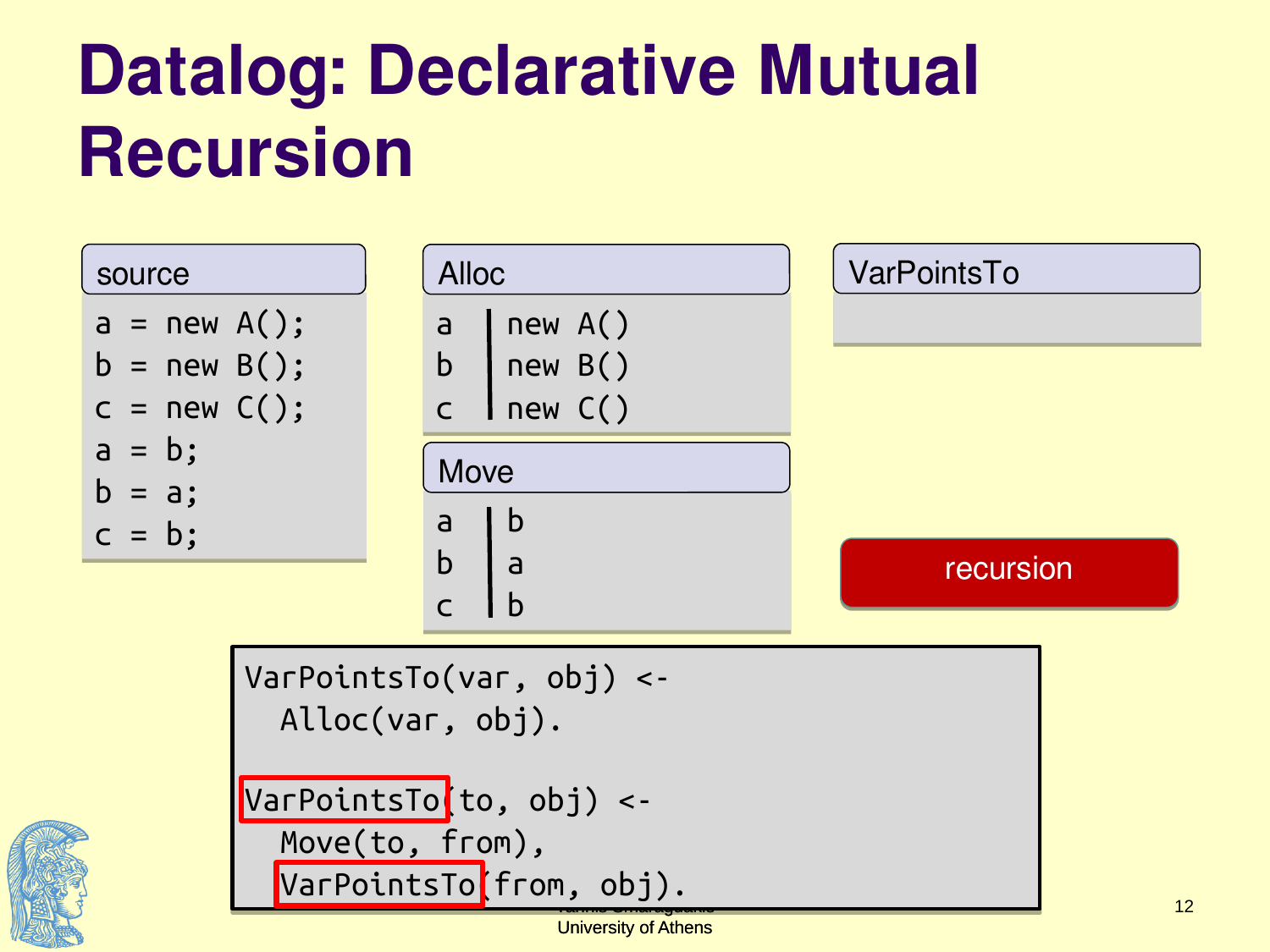# Datalog: Declarative Mutual Recursion

**source**

```
a = new A();
b = new B();
c = new C();
a = b;
b = a;
c = b;
```

**Alloc**

| | |
|---|---|
| a | new A() |
| b | new B() |
| c | new C() |

**Move**

| | |
|---|---|
| a | b |
| b | a |
| c | b |

**VarPointsTo**

recursion

```
VarPointsTo(var, obj) <-
  Alloc(var, obj).

VarPointsTo(to, obj) <-
  Move(to, from),
  VarPointsTo(from, obj).
```

University of Athens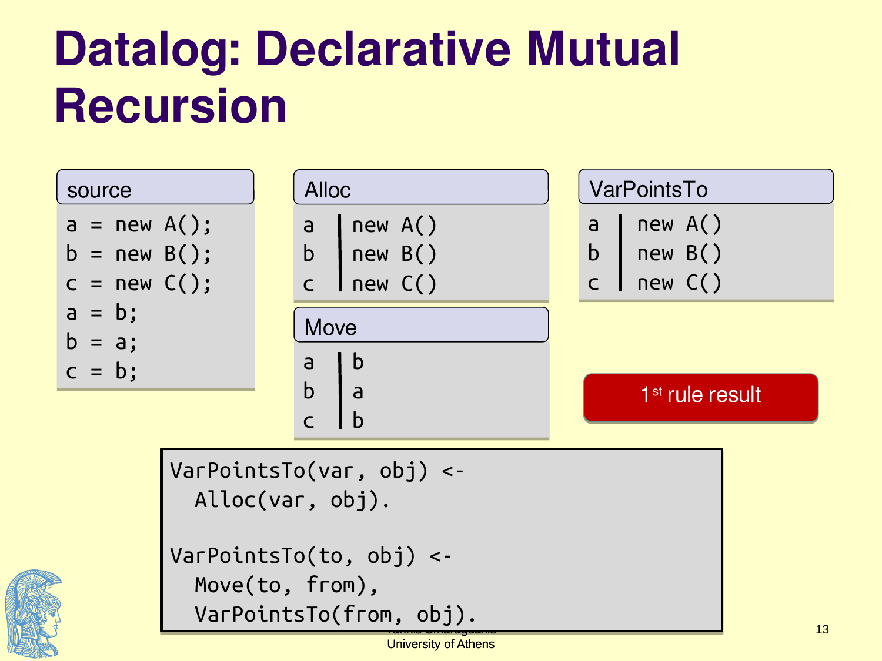# Datalog: Declarative Mutual Recursion

**source**

```
a = new A();
b = new B();
c = new C();
a = b;
b = a;
c = b;
```

**Alloc**

| | |
|---|---|
| a | new A() |
| b | new B() |
| c | new C() |

**Move**

| | |
|---|---|
| a | b |
| b | a |
| c | b |

**VarPointsTo**

| | |
|---|---|
| a | new A() |
| b | new B() |
| c | new C() |

1st rule result

```
VarPointsTo(var, obj) <-
  Alloc(var, obj).

VarPointsTo(to, obj) <-
  Move(to, from),
  VarPointsTo(from, obj).
```

University of Athens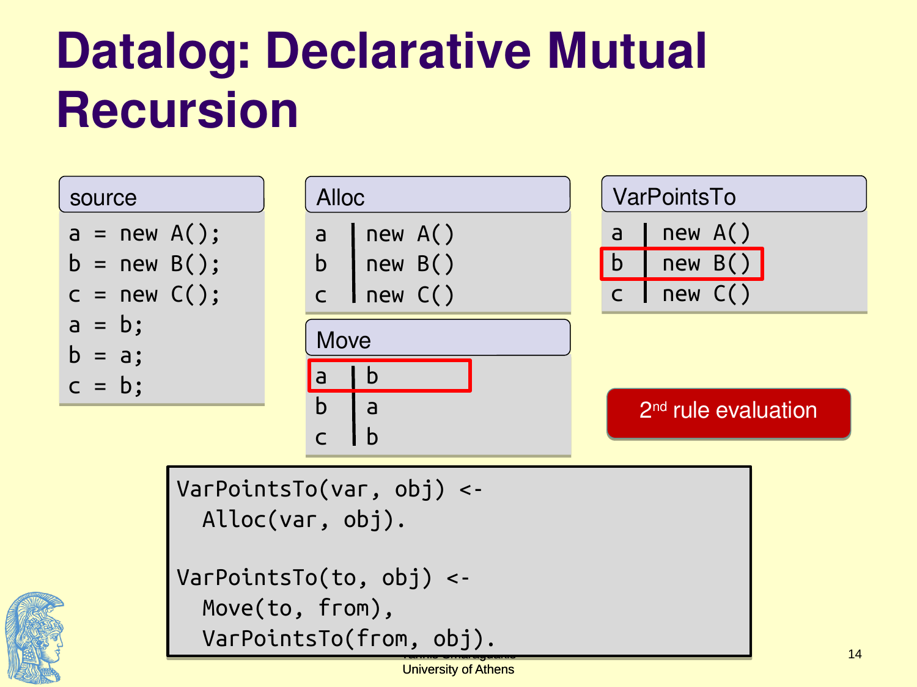# Datalog: Declarative Mutual Recursion

**source**

```
a = new A();
b = new B();
c = new C();
a = b;
b = a;
c = b;
```

**Alloc**

| | |
|---|---|
| a | new A() |
| b | new B() |
| c | new C() |

**Move**

| | |
|---|---|
| a | b |
| b | a |
| c | b |

**VarPointsTo**

| | |
|---|---|
| a | new A() |
| b | new B() |
| c | new C() |

2nd rule evaluation

```
VarPointsTo(var, obj) <-
  Alloc(var, obj).

VarPointsTo(to, obj) <-
  Move(to, from),
  VarPointsTo(from, obj).
```

University of Athens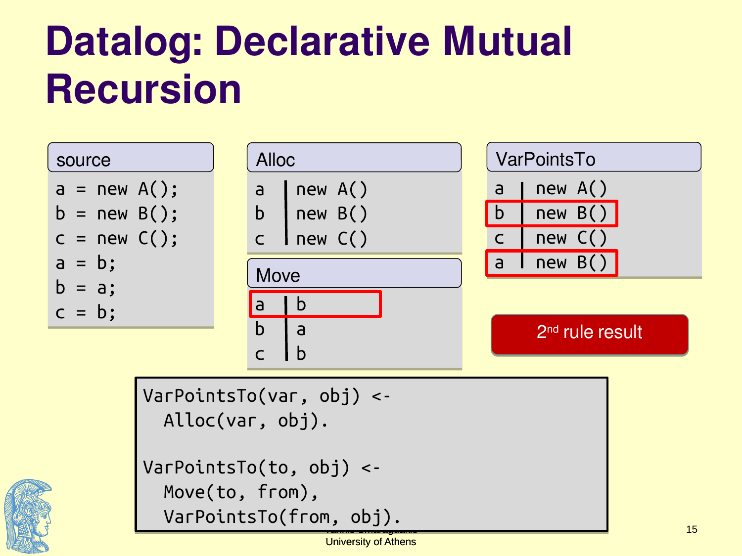# Datalog: Declarative Mutual Recursion

**source**

```
a = new A();
b = new B();
c = new C();
a = b;
b = a;
c = b;
```

**Alloc**

| | |
|---|---|
| a | new A() |
| b | new B() |
| c | new C() |

**Move**

| | |
|---|---|
| a | b |
| b | a |
| c | b |

**VarPointsTo**

| | |
|---|---|
| a | new A() |
| b | new B() |
| c | new C() |
| a | new B() |

2nd rule result

```
VarPointsTo(var, obj) <-
  Alloc(var, obj).

VarPointsTo(to, obj) <-
  Move(to, from),
  VarPointsTo(from, obj).
```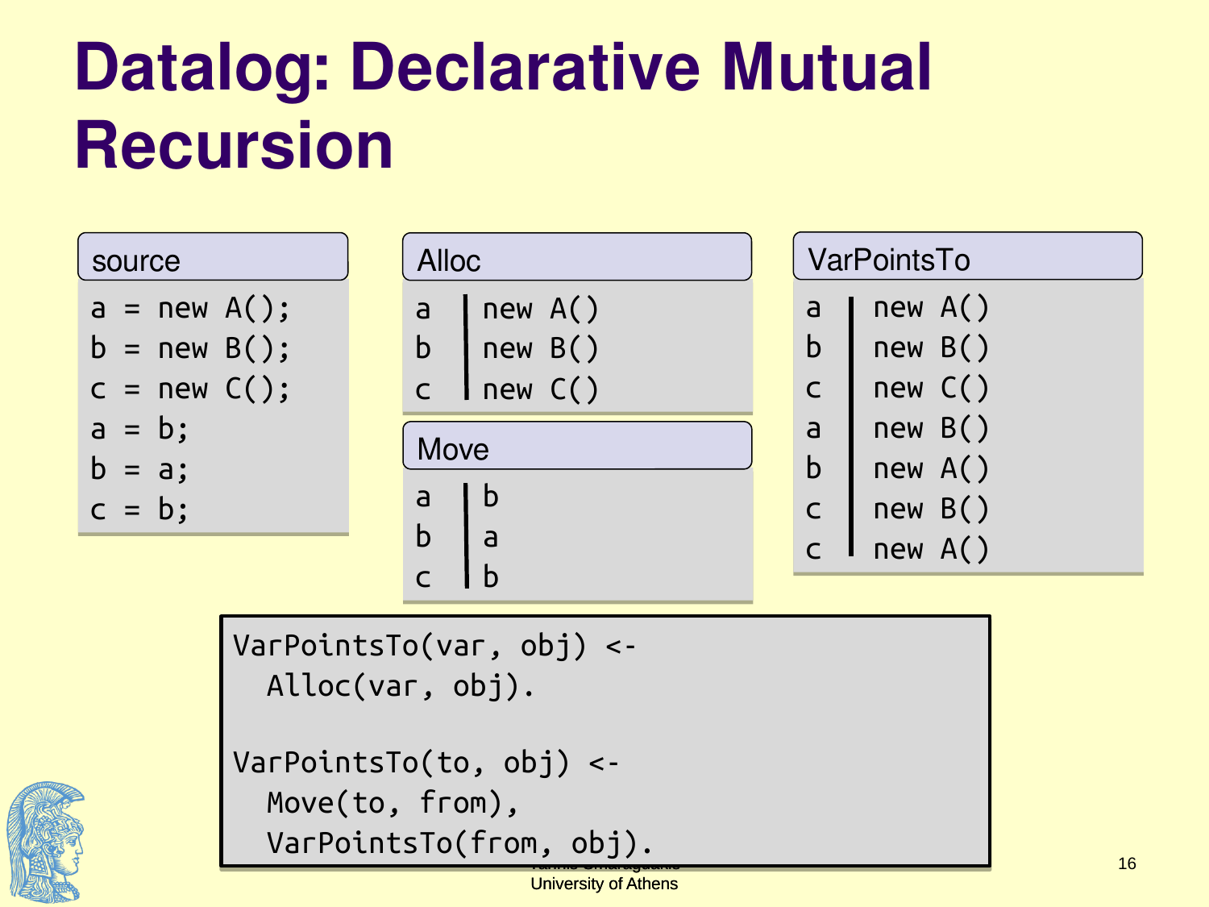# Datalog: Declarative Mutual Recursion

**source**

```
a = new A();
b = new B();
c = new C();
a = b;
b = a;
c = b;
```

**Alloc**

| | |
|---|---|
| a | new A() |
| b | new B() |
| c | new C() |

**Move**

| | |
|---|---|
| a | b |
| b | a |
| c | b |

**VarPointsTo**

| | |
|---|---|
| a | new A() |
| b | new B() |
| c | new C() |
| a | new B() |
| b | new A() |
| c | new B() |
| c | new A() |

```
VarPointsTo(var, obj) <-
  Alloc(var, obj).

VarPointsTo(to, obj) <-
  Move(to, from),
  VarPointsTo(from, obj).
```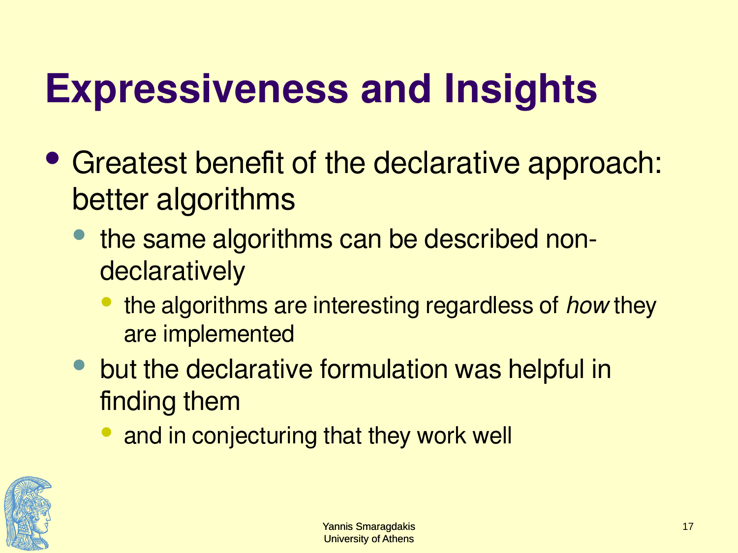# Expressiveness and Insights

- Greatest benefit of the declarative approach: better algorithms
  - the same algorithms can be described non-declaratively
    - the algorithms are interesting regardless of *how* they are implemented
  - but the declarative formulation was helpful in finding them
    - and in conjecturing that they work well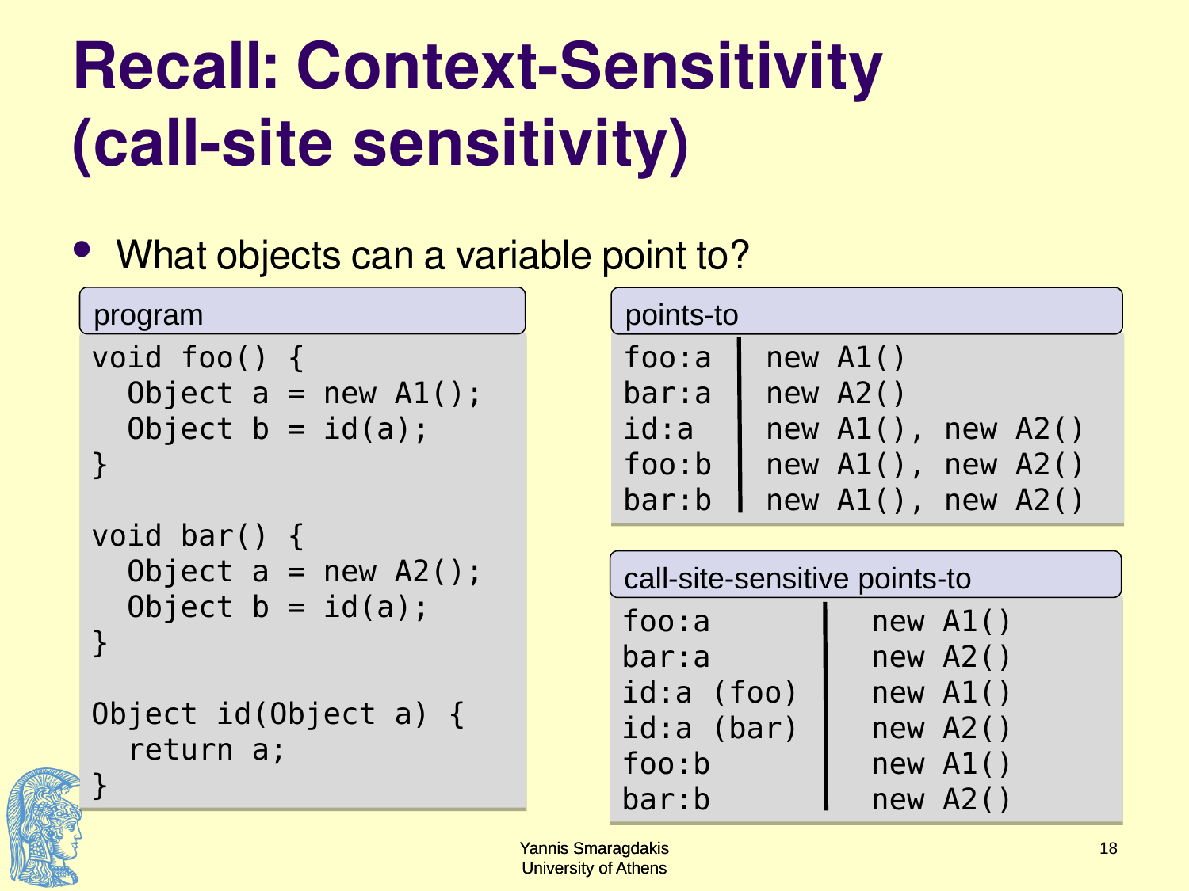# Recall: Context-Sensitivity (call-site sensitivity)

- What objects can a variable point to?

**program**

```
void foo() {
  Object a = new A1();
  Object b = id(a);
}

void bar() {
  Object a = new A2();
  Object b = id(a);
}

Object id(Object a) {
  return a;
}
```

**points-to**

| | |
|---|---|
| foo:a | new A1() |
| bar:a | new A2() |
| id:a | new A1(), new A2() |
| foo:b | new A1(), new A2() |
| bar:b | new A1(), new A2() |

**call-site-sensitive points-to**

| | |
|---|---|
| foo:a | new A1() |
| bar:a | new A2() |
| id:a (foo) | new A1() |
| id:a (bar) | new A2() |
| foo:b | new A1() |
| bar:b | new A2() |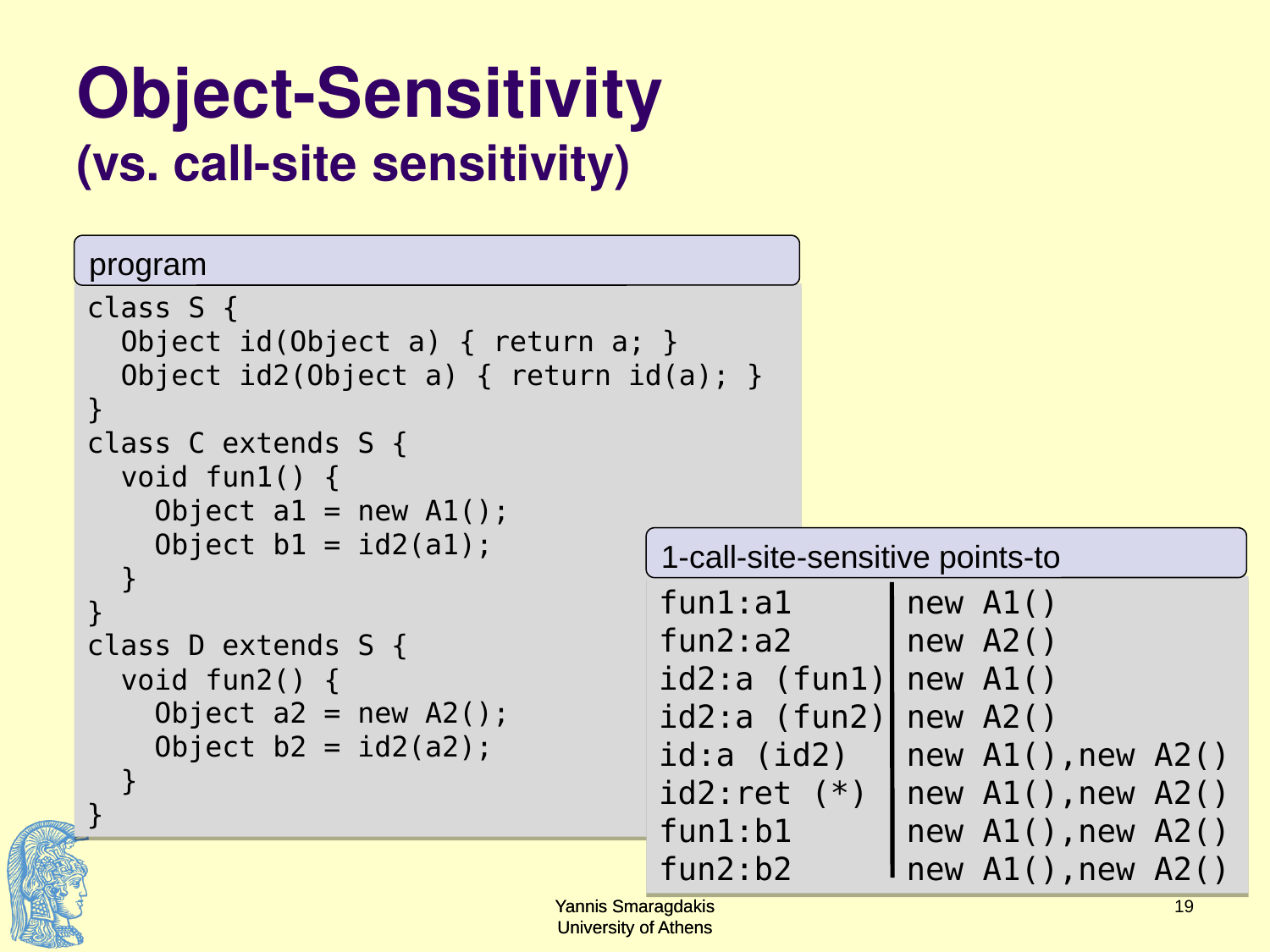# Object-Sensitivity
## (vs. call-site sensitivity)

**program**

```
class S {
  Object id(Object a) { return a; }
  Object id2(Object a) { return id(a); }
}
class C extends S {
  void fun1() {
    Object a1 = new A1();
    Object b1 = id2(a1);
  }
}
class D extends S {
  void fun2() {
    Object a2 = new A2();
    Object b2 = id2(a2);
  }
}
```

**1-call-site-sensitive points-to**

| | |
|---|---|
| fun1:a1 | new A1() |
| fun2:a2 | new A2() |
| id2:a (fun1) | new A1() |
| id2:a (fun2) | new A2() |
| id:a (id2) | new A1(),new A2() |
| id2:ret (*) | new A1(),new A2() |
| fun1:b1 | new A1(),new A2() |
| fun2:b2 | new A1(),new A2() |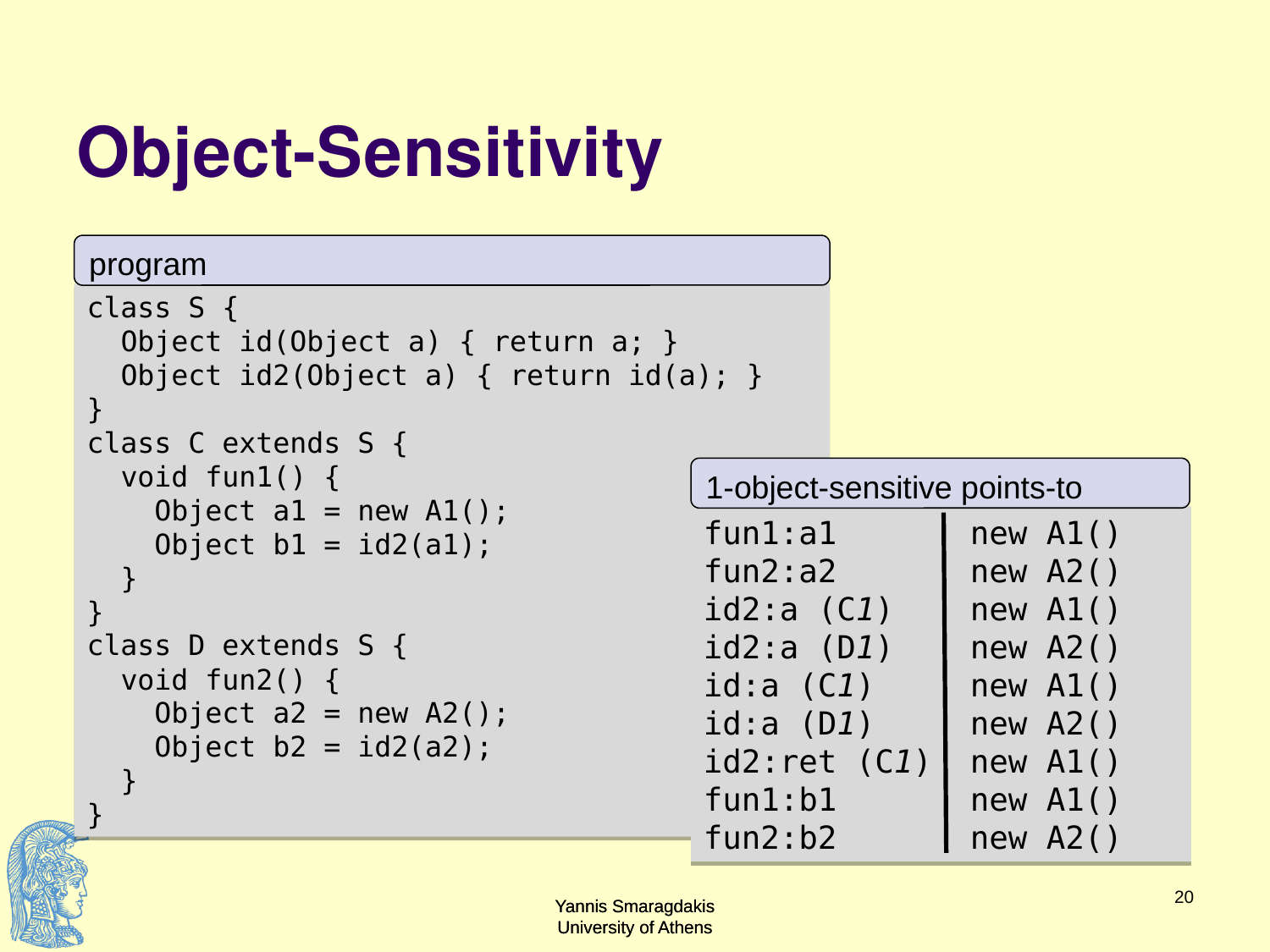# Object-Sensitivity

**program**

```
class S {
  Object id(Object a) { return a; }
  Object id2(Object a) { return id(a); }
}
class C extends S {
  void fun1() {
    Object a1 = new A1();
    Object b1 = id2(a1);
  }
}
class D extends S {
  void fun2() {
    Object a2 = new A2();
    Object b2 = id2(a2);
  }
}
```

**1-object-sensitive points-to**

| | |
|---|---|
| fun1:a1 | new A1() |
| fun2:a2 | new A2() |
| id2:a (C*1*) | new A1() |
| id2:a (D*1*) | new A2() |
| id:a (C*1*) | new A1() |
| id:a (D*1*) | new A2() |
| id2:ret (C*1*) | new A1() |
| fun1:b1 | new A1() |
| fun2:b2 | new A2() |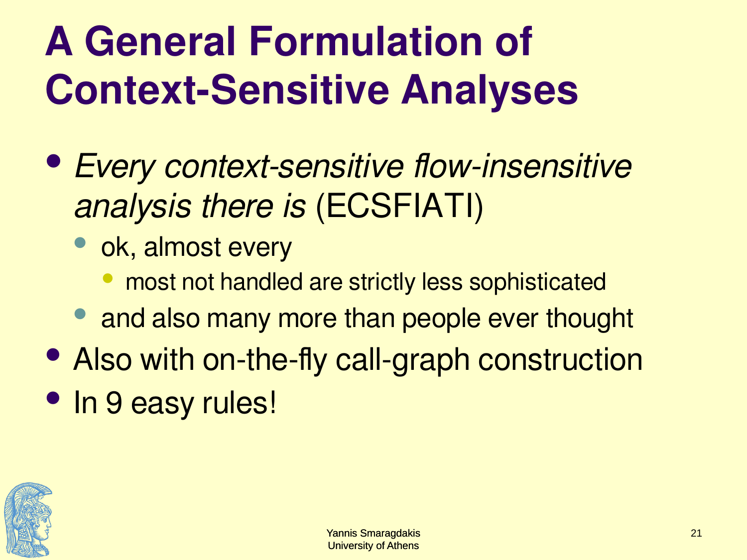# A General Formulation of Context-Sensitive Analyses

- *Every context-sensitive flow-insensitive analysis there is* (ECSFIATI)
  - ok, almost every
    - most not handled are strictly less sophisticated
  - and also many more than people ever thought
- Also with on-the-fly call-graph construction
- In 9 easy rules!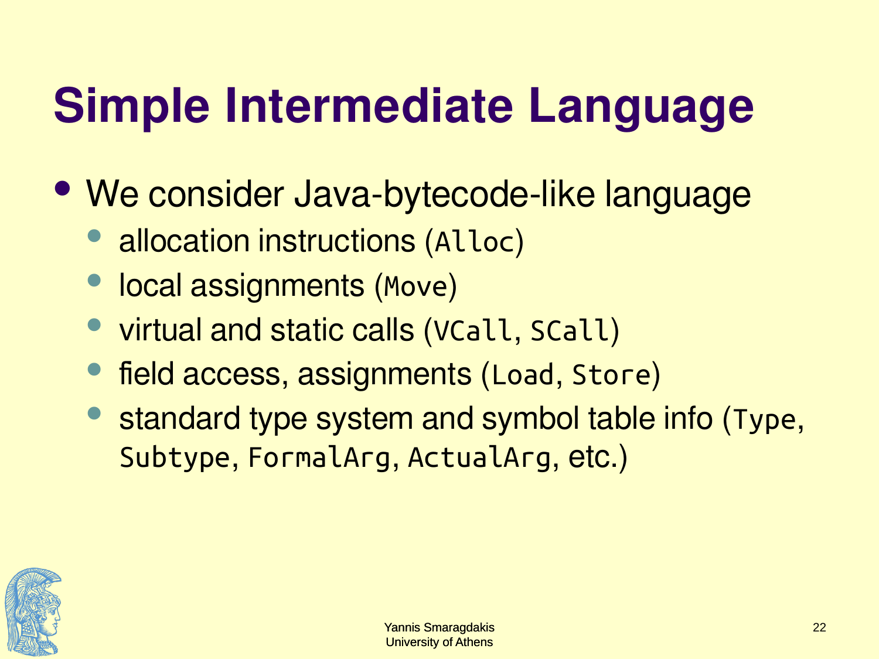# Simple Intermediate Language

- We consider Java-bytecode-like language
  - allocation instructions (`Alloc`)
  - local assignments (`Move`)
  - virtual and static calls (`VCall`, `SCall`)
  - field access, assignments (`Load`, `Store`)
  - standard type system and symbol table info (`Type`, `Subtype`, `FormalArg`, `ActualArg`, etc.)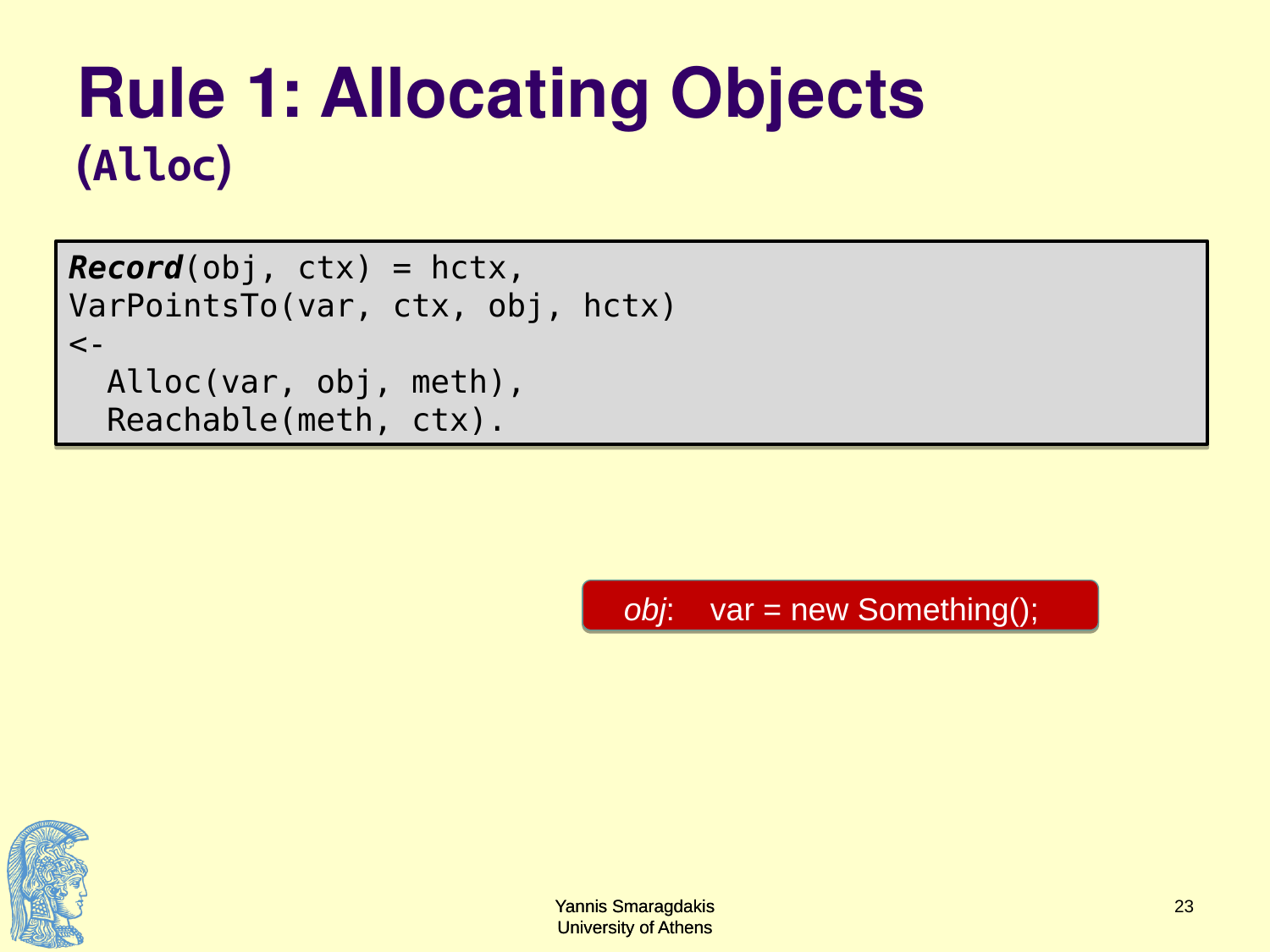# Rule 1: Allocating Objects

## (Alloc)

```
Record(obj, ctx) = hctx,
VarPointsTo(var, ctx, obj, hctx)
<-
  Alloc(var, obj, meth),
  Reachable(meth, ctx).
```

*obj*: var = new Something();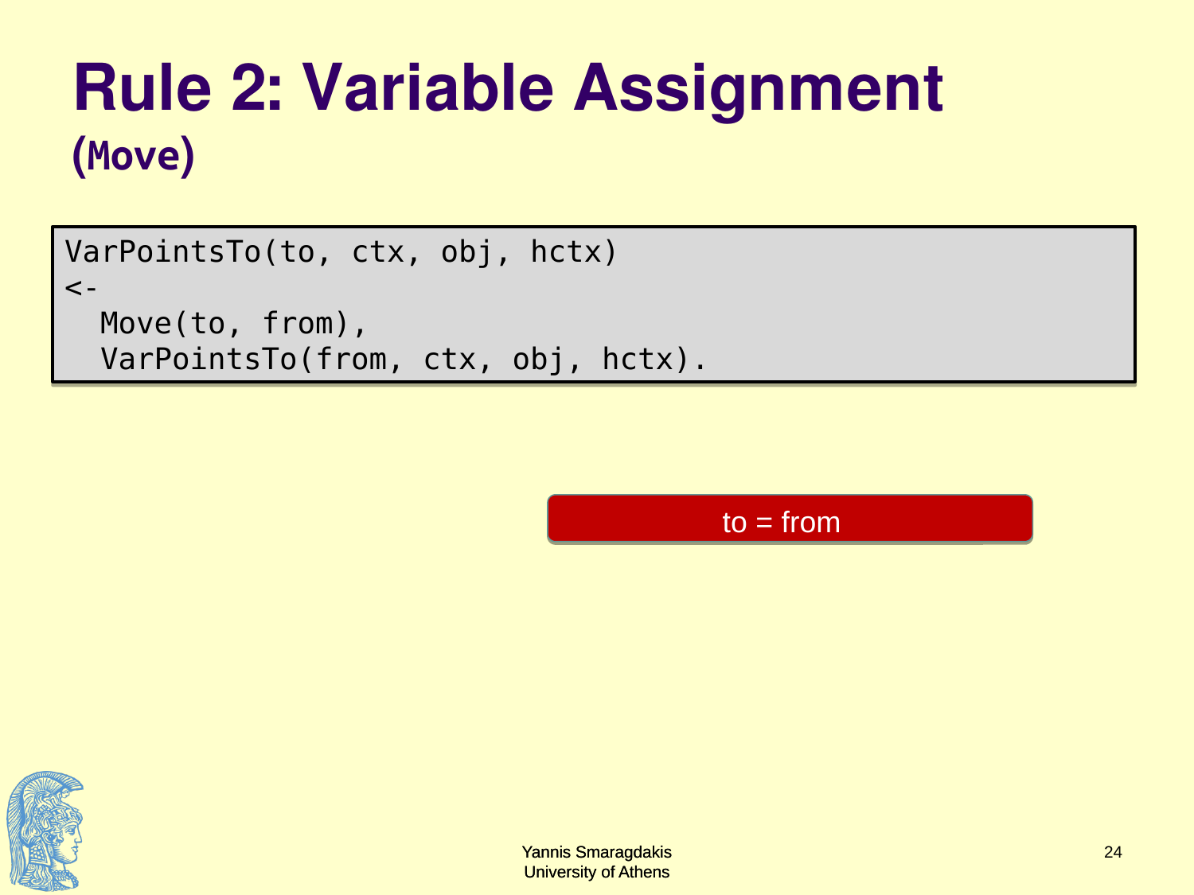# Rule 2: Variable Assignment

## (Move)

```
VarPointsTo(to, ctx, obj, hctx)
<-
  Move(to, from),
  VarPointsTo(from, ctx, obj, hctx).
```

to = from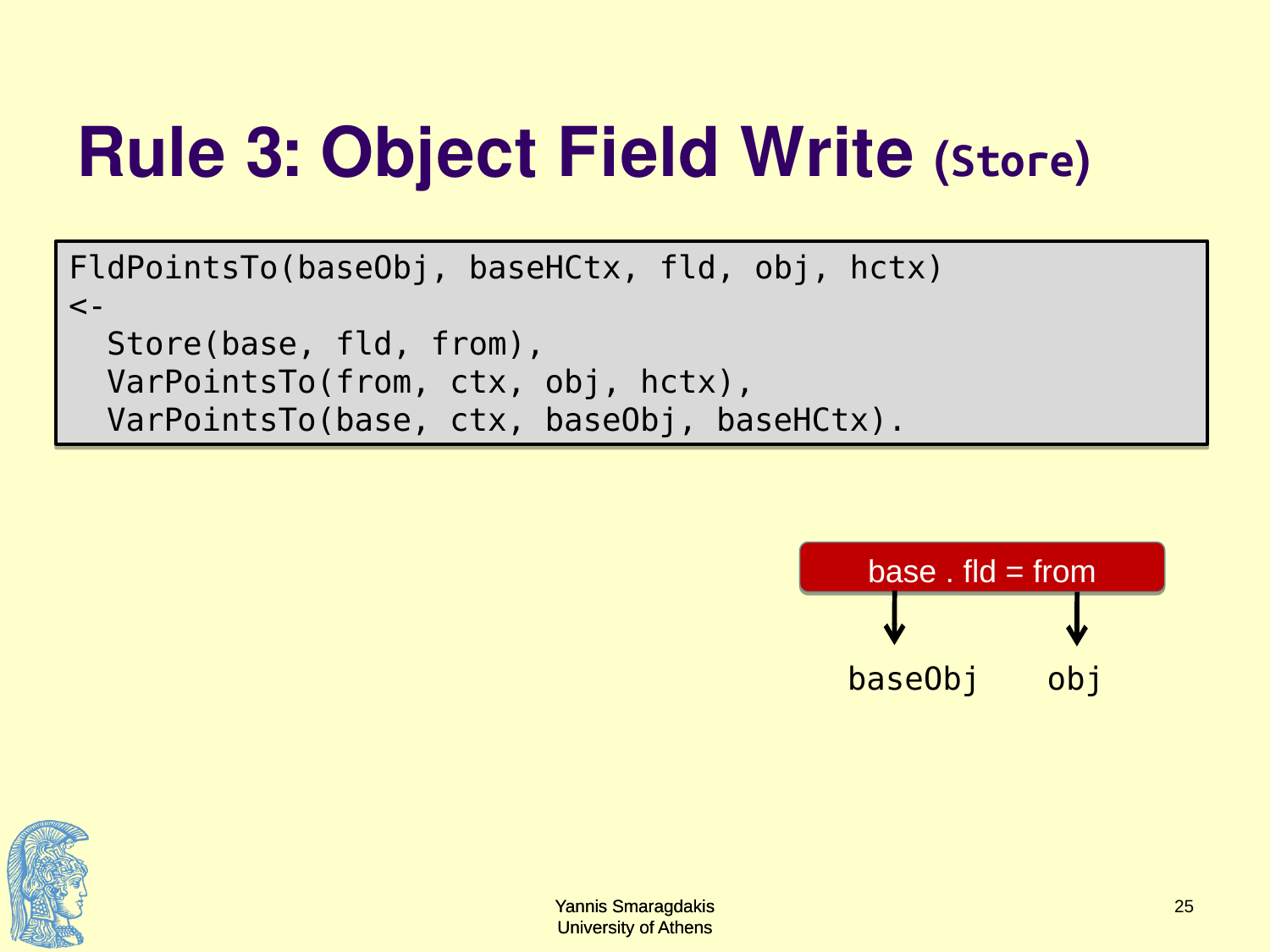# Rule 3: Object Field Write (Store)

```
FldPointsTo(baseObj, baseHCtx, fld, obj, hctx)
<-
  Store(base, fld, from),
  VarPointsTo(from, ctx, obj, hctx),
  VarPointsTo(base, ctx, baseObj, baseHCtx).
```

base . fld = from

baseObj    obj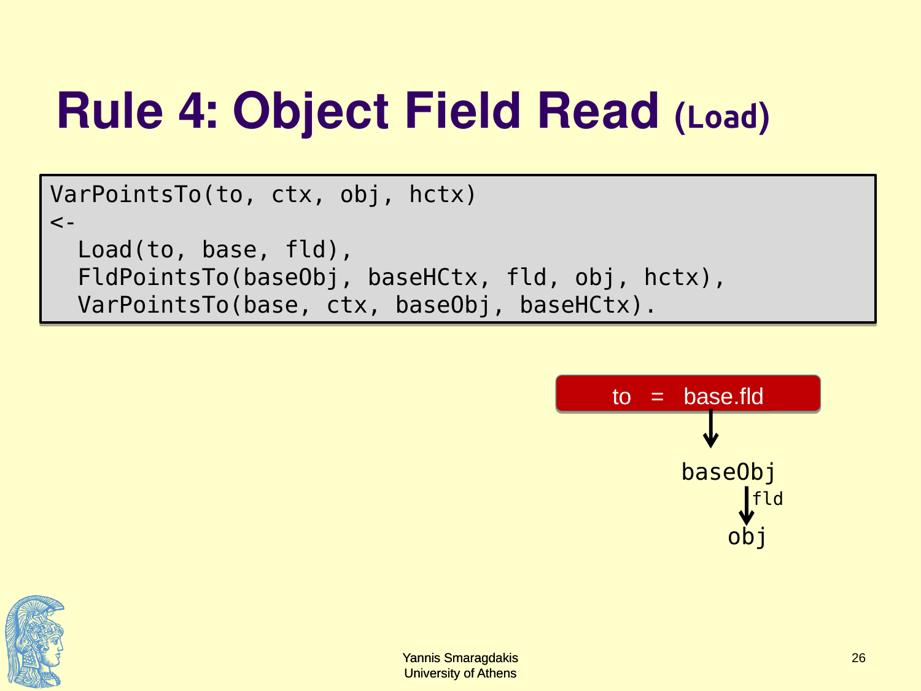# Rule 4: Object Field Read (Load)

```
VarPointsTo(to, ctx, obj, hctx)
<-
  Load(to, base, fld),
  FldPointsTo(baseObj, baseHCtx, fld, obj, hctx),
  VarPointsTo(base, ctx, baseObj, baseHCtx).
```

to = base.fld

baseObj

fld

obj

Yannis Smaragdakis
University of Athens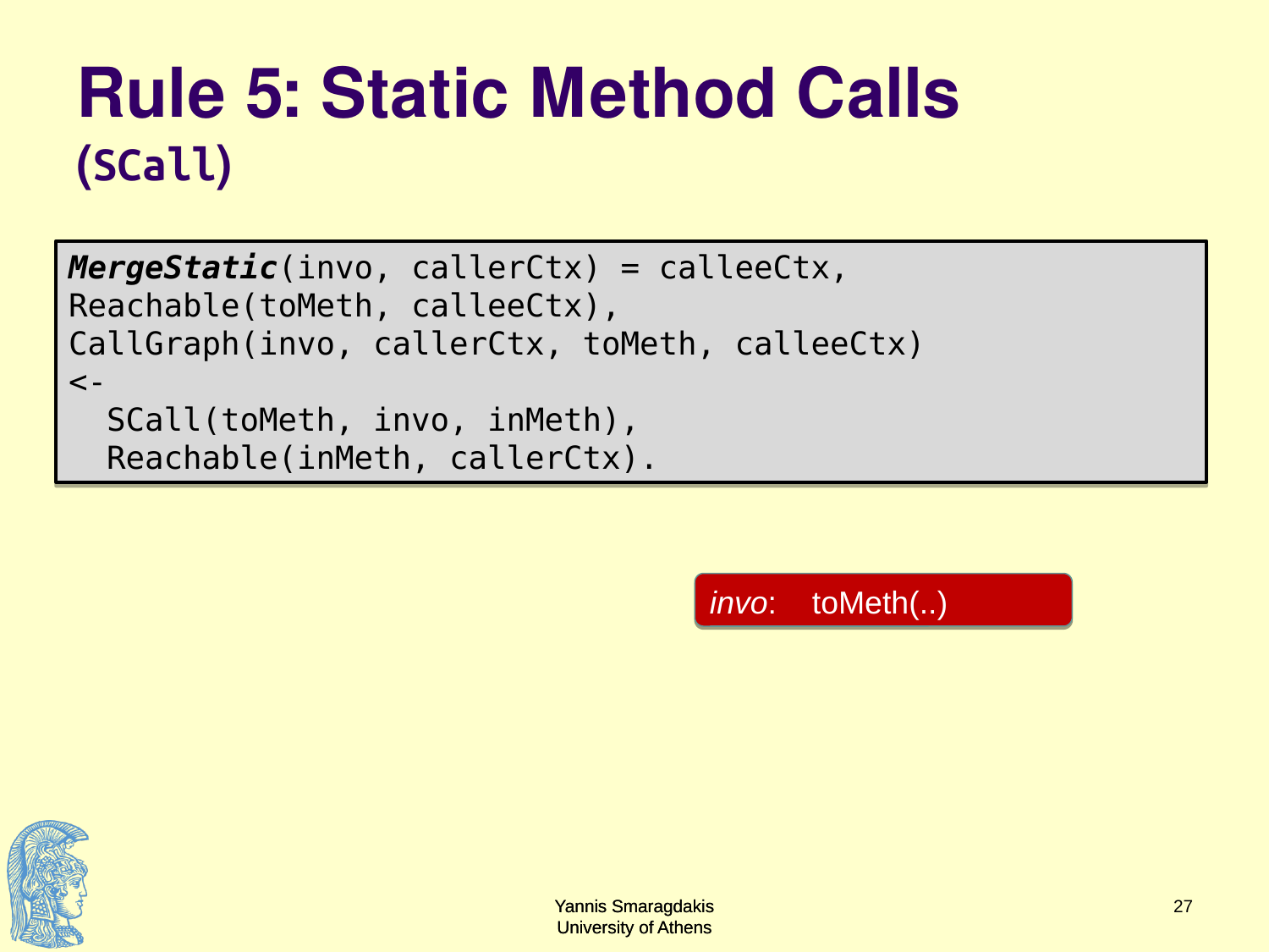# Rule 5: Static Method Calls

## (SCall)

```
MergeStatic(invo, callerCtx) = calleeCtx,
Reachable(toMeth, calleeCtx),
CallGraph(invo, callerCtx, toMeth, calleeCtx)
<-
  SCall(toMeth, invo, inMeth),
  Reachable(inMeth, callerCtx).
```

*invo*: toMeth(..)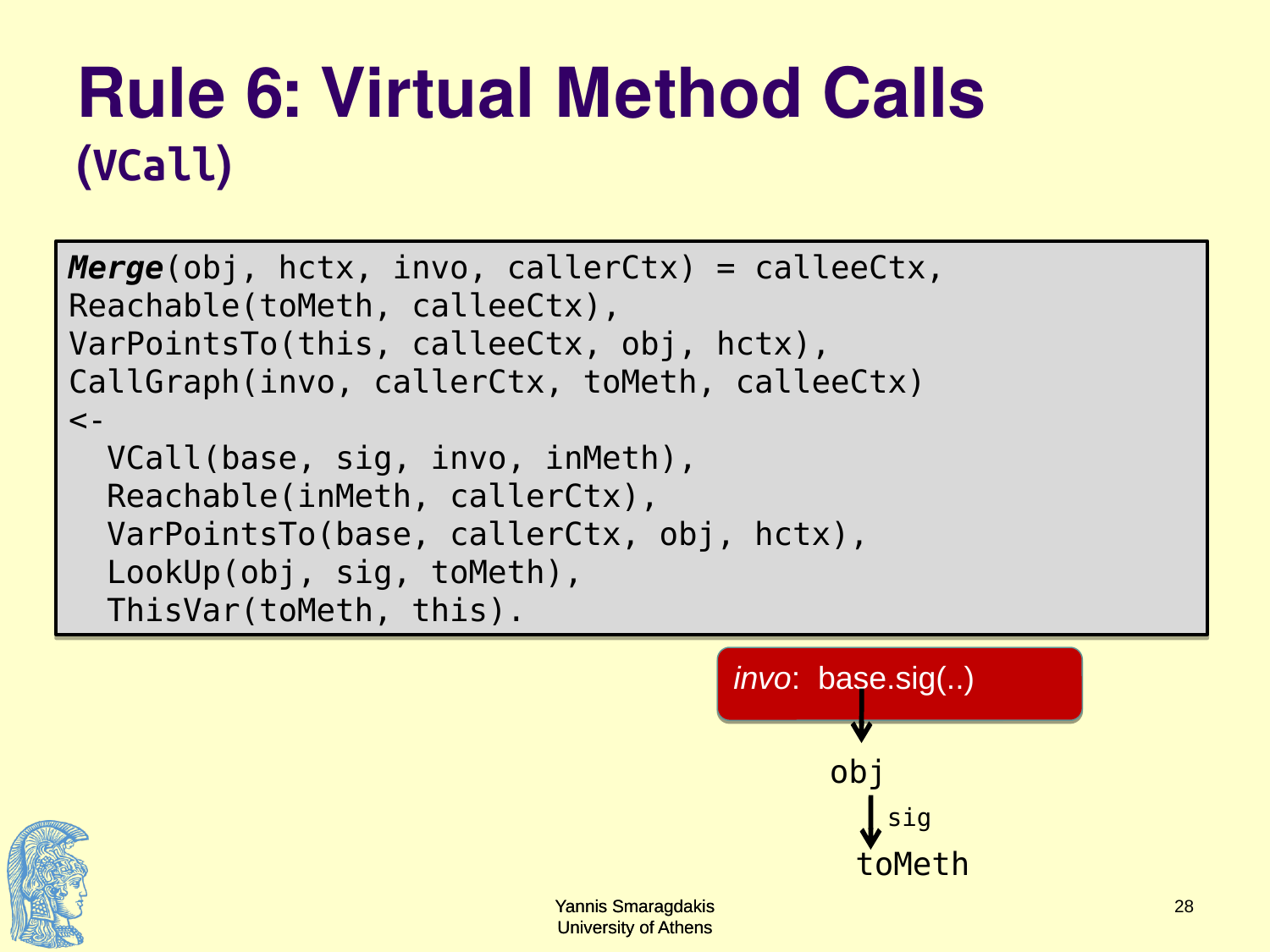# Rule 6: Virtual Method Calls

## (VCall)

```
Merge(obj, hctx, invo, callerCtx) = calleeCtx,
Reachable(toMeth, calleeCtx),
VarPointsTo(this, calleeCtx, obj, hctx),
CallGraph(invo, callerCtx, toMeth, calleeCtx)
<-
  VCall(base, sig, invo, inMeth),
  Reachable(inMeth, callerCtx),
  VarPointsTo(base, callerCtx, obj, hctx),
  LookUp(obj, sig, toMeth),
  ThisVar(toMeth, this).
```

*invo*: base.sig(..)

obj

sig

toMeth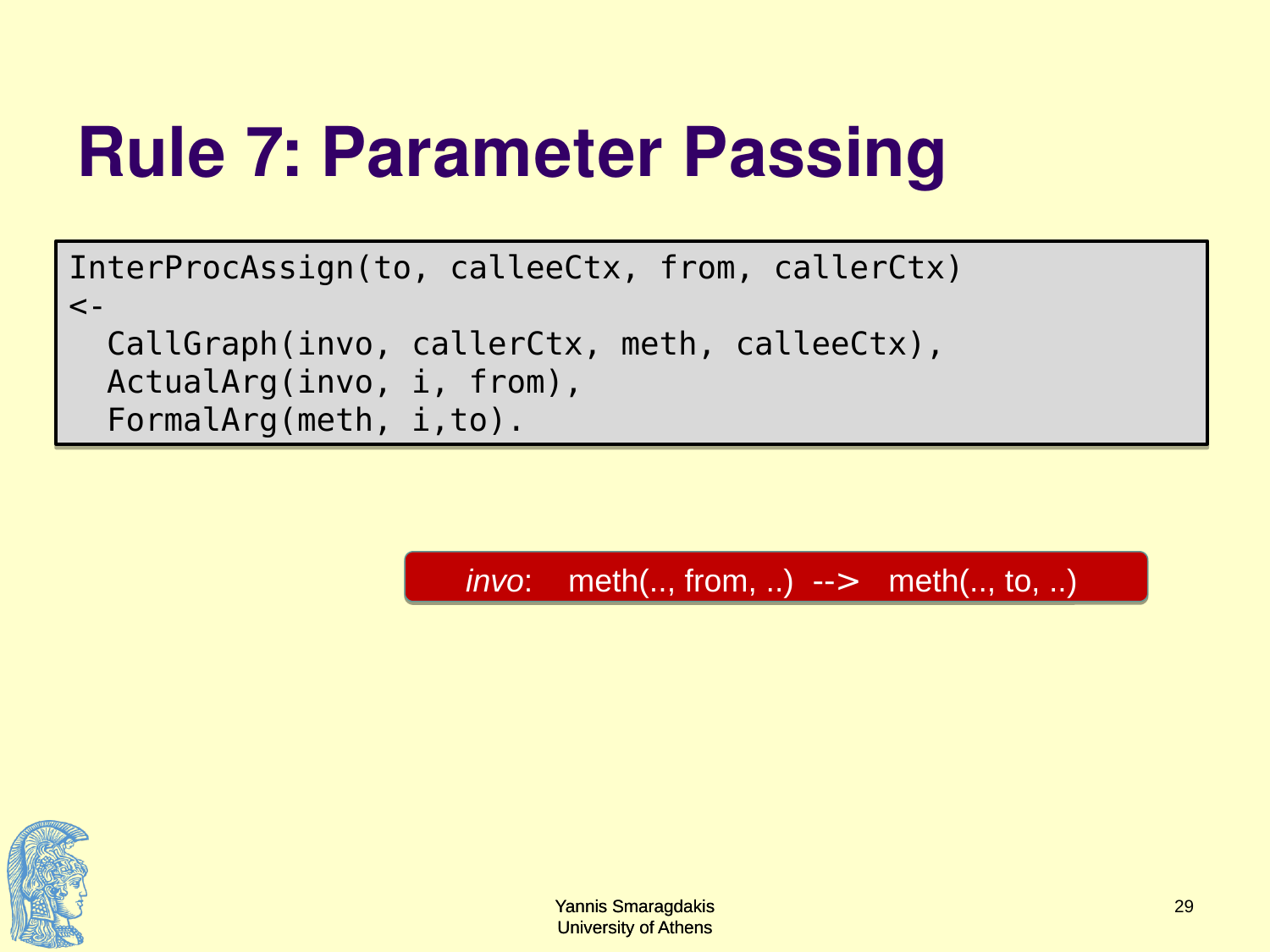# Rule 7: Parameter Passing

```
InterProcAssign(to, calleeCtx, from, callerCtx)
<-
  CallGraph(invo, callerCtx, meth, calleeCtx),
  ActualArg(invo, i, from),
  FormalArg(meth, i,to).
```

*invo*: meth(.., from, ..) --> meth(.., to, ..)

Yannis Smaragdakis
University of Athens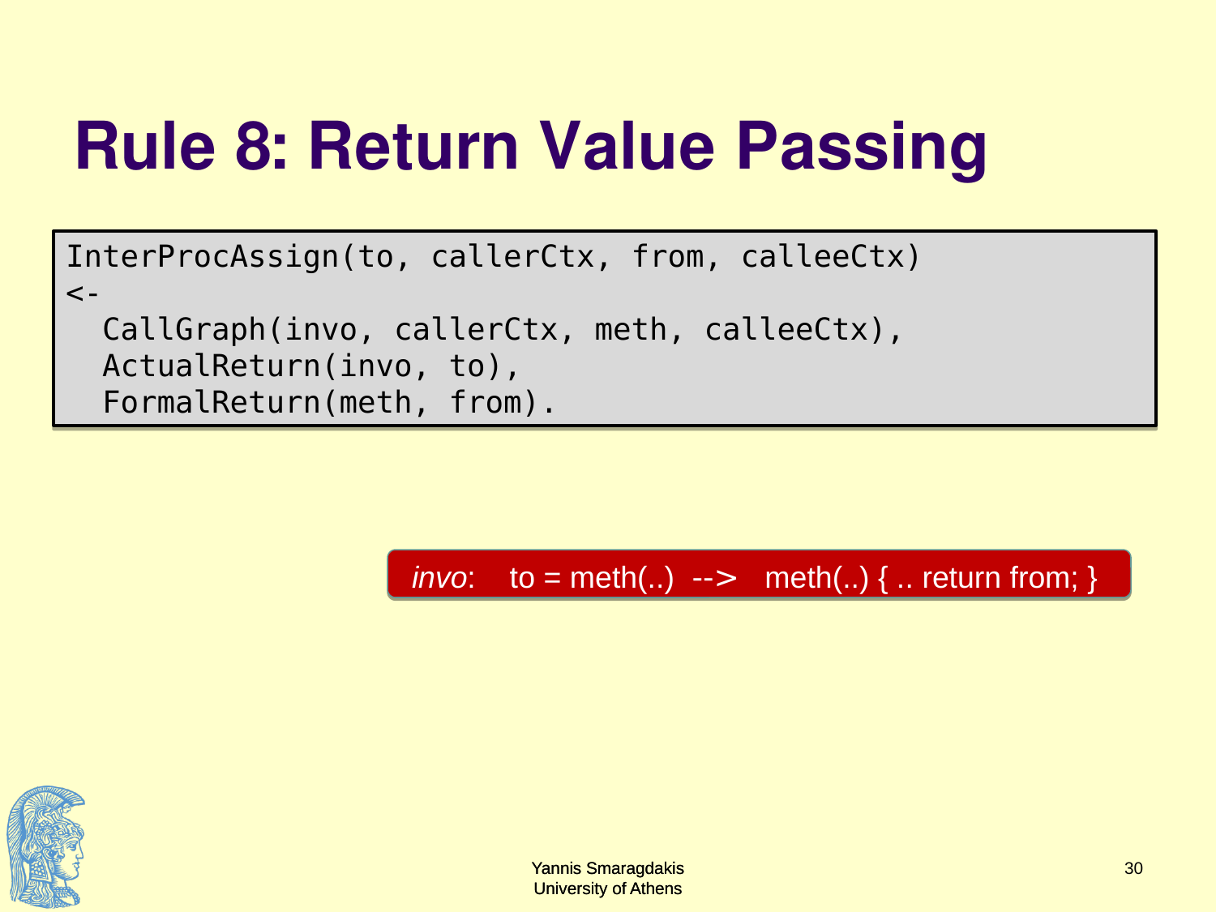# Rule 8: Return Value Passing

```
InterProcAssign(to, callerCtx, from, calleeCtx)
<-
  CallGraph(invo, callerCtx, meth, calleeCtx),
  ActualReturn(invo, to),
  FormalReturn(meth, from).
```

*invo*: to = meth(..) --> meth(..) { .. return from; }

Yannis Smaragdakis
University of Athens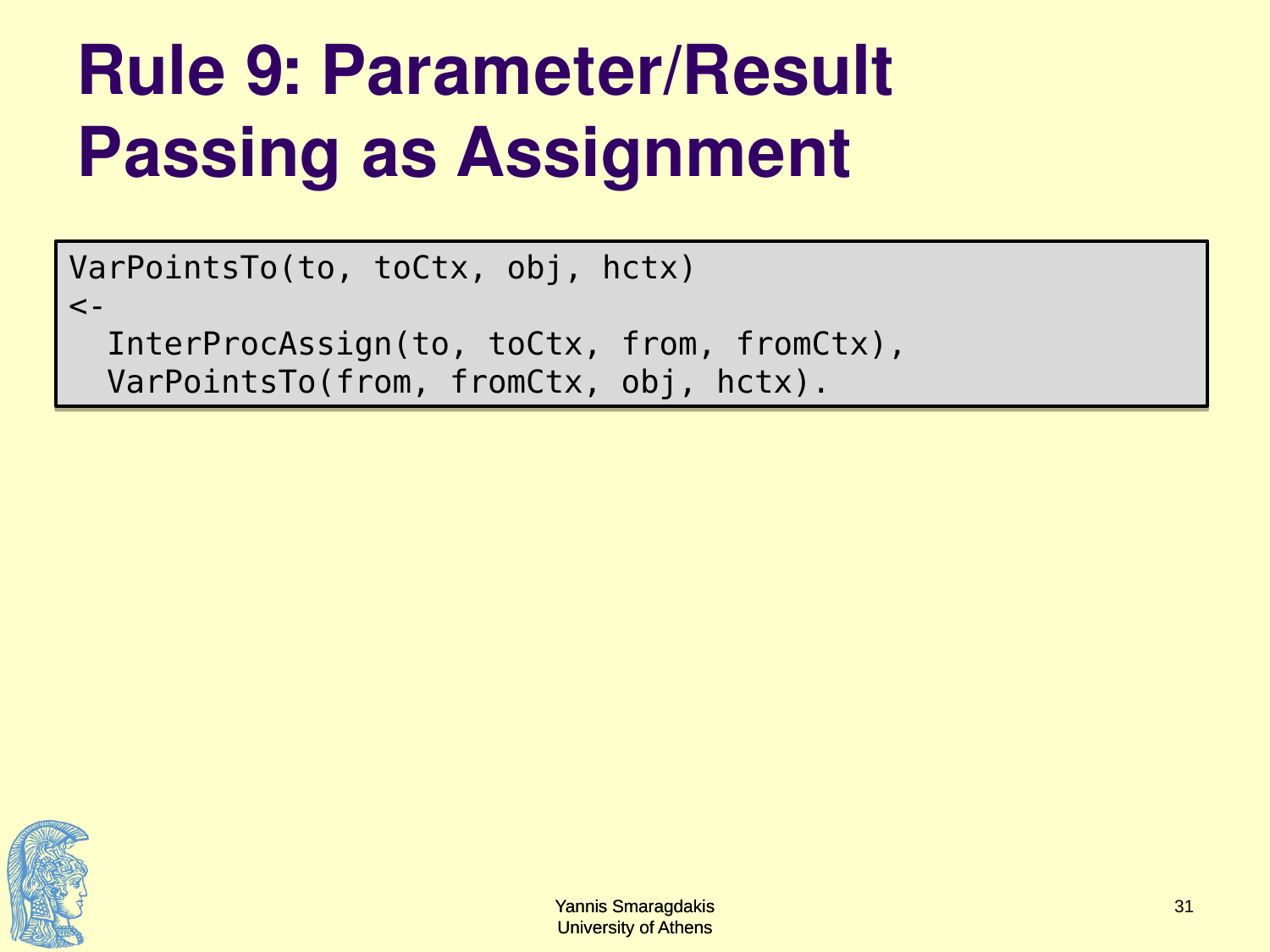# Rule 9: Parameter/Result Passing as Assignment

```
VarPointsTo(to, toCtx, obj, hctx)
<-
  InterProcAssign(to, toCtx, from, fromCtx),
  VarPointsTo(from, fromCtx, obj, hctx).
```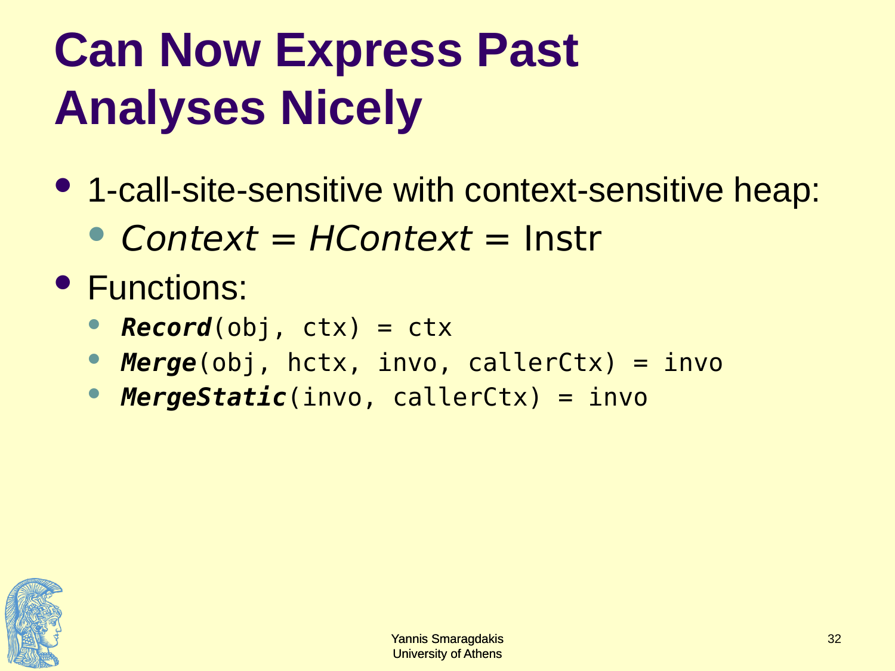# Can Now Express Past Analyses Nicely

- 1-call-site-sensitive with context-sensitive heap:
  - *Context* = *HContext* = Instr
- Functions:
  - `Record(obj, ctx) = ctx`
  - `Merge(obj, hctx, invo, callerCtx) = invo`
  - `MergeStatic(invo, callerCtx) = invo`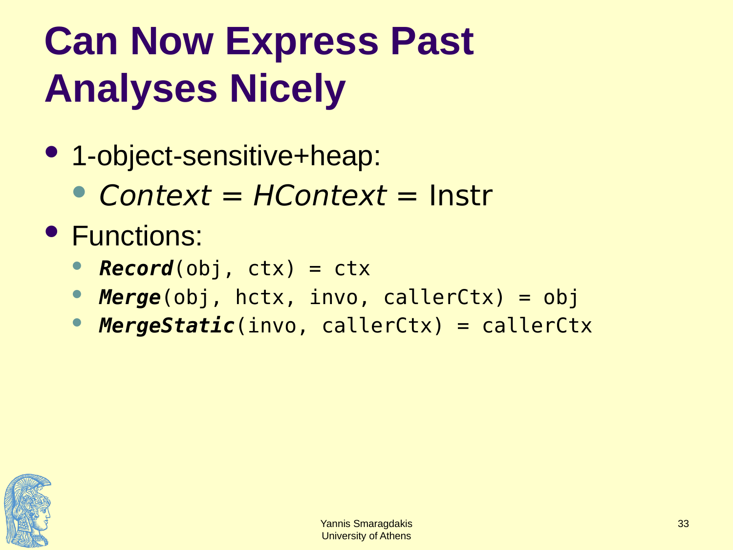# Can Now Express Past Analyses Nicely

- 1-object-sensitive+heap:
  - *Context* = *HContext* = Instr
- Functions:
  - ***`Record`***`(obj, ctx) = ctx`
  - ***`Merge`***`(obj, hctx, invo, callerCtx) = obj`
  - ***`MergeStatic`***`(invo, callerCtx) = callerCtx`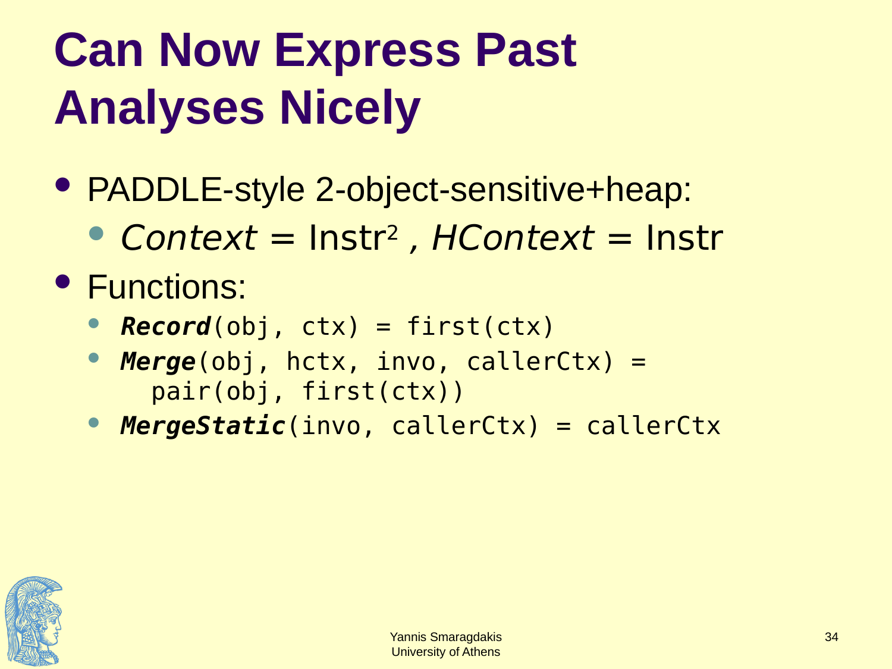# Can Now Express Past Analyses Nicely

- PADDLE-style 2-object-sensitive+heap:
  - *Context* = $\text{Instr}^2$ , *HContext* = Instr
- Functions:
  - ***Record***`(obj, ctx) = first(ctx)`
  - ***Merge***`(obj, hctx, invo, callerCtx) =`
    `pair(obj, first(ctx))`
  - ***MergeStatic***`(invo, callerCtx) = callerCtx`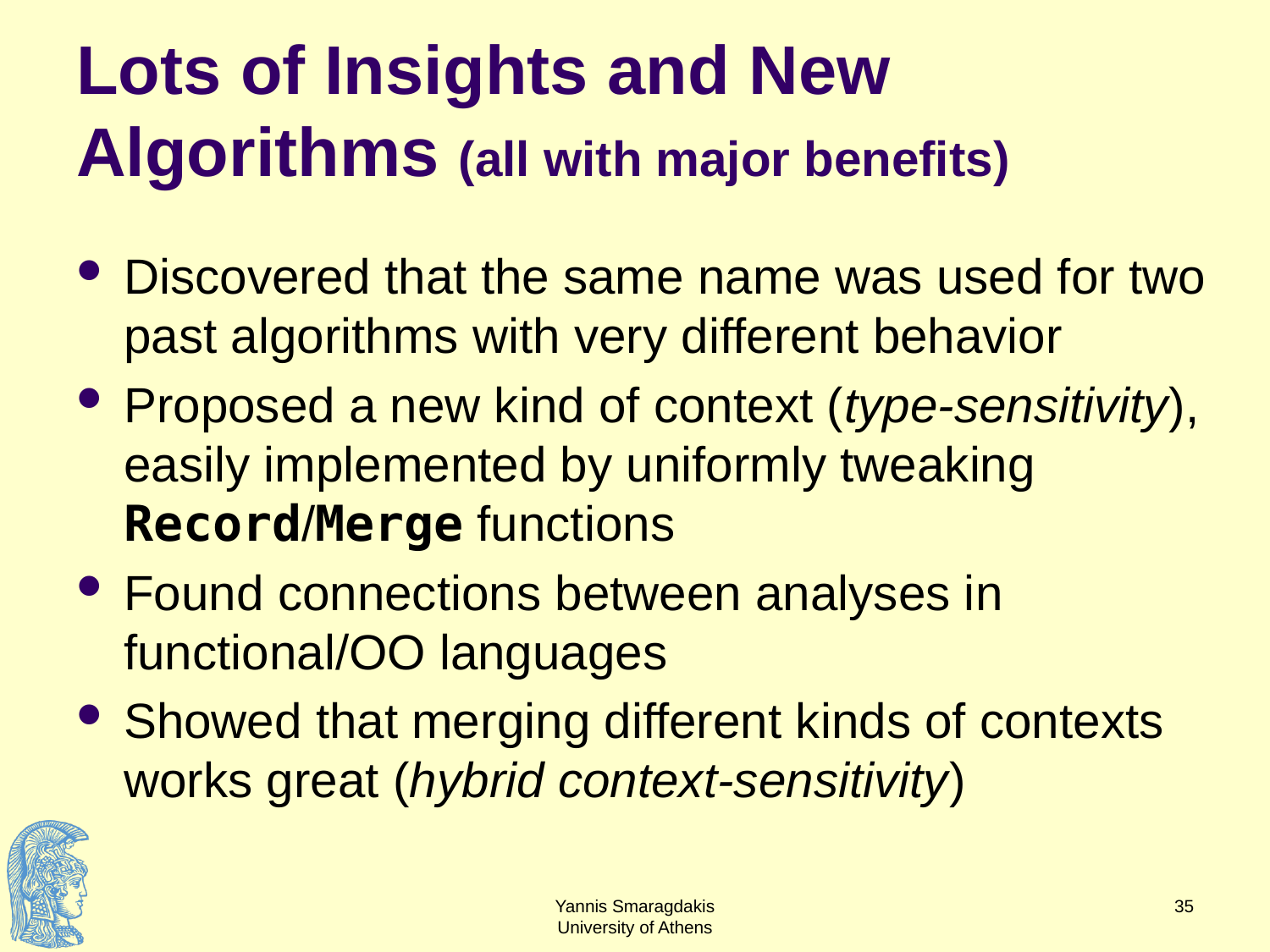# Lots of Insights and New Algorithms (all with major benefits)

- Discovered that the same name was used for two past algorithms with very different behavior
- Proposed a new kind of context (*type-sensitivity*), easily implemented by uniformly tweaking **`Record`**/**`Merge`** functions
- Found connections between analyses in functional/OO languages
- Showed that merging different kinds of contexts works great (*hybrid context-sensitivity*)